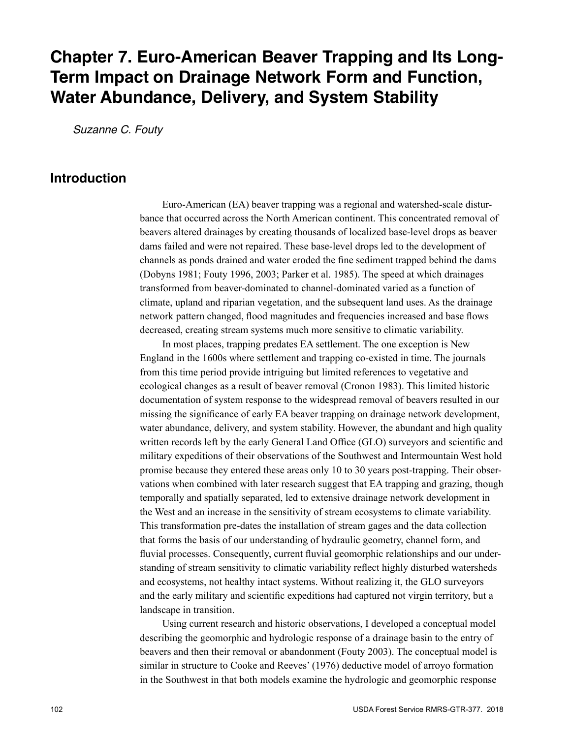# Chapter 7. Euro-American Beaver Trapping and Its Long-Term Impact on Drainage Network Form and Function, Water Abundance, Delivery, and System Stability

*Suzanne C. Fouty*

## Introduction

Euro-American (EA) beaver trapping was a regional and watershed-scale disturbance that occurred across the North American continent. This concentrated removal of beavers altered drainages by creating thousands of localized base-level drops as beaver dams failed and were not repaired. These base-level drops led to the development of channels as ponds drained and water eroded the fine sediment trapped behind the dams (Dobyns 1981; Fouty 1996, 2003; Parker et al. 1985). The speed at which drainages transformed from beaver-dominated to channel-dominated varied as a function of climate, upland and riparian vegetation, and the subsequent land uses. As the drainage network pattern changed, flood magnitudes and frequencies increased and base flows decreased, creating stream systems much more sensitive to climatic variability.

In most places, trapping predates EA settlement. The one exception is New England in the 1600s where settlement and trapping co-existed in time. The journals from this time period provide intriguing but limited references to vegetative and ecological changes as a result of beaver removal (Cronon 1983). This limited historic documentation of system response to the widespread removal of beavers resulted in our missing the significance of early EA beaver trapping on drainage network development, water abundance, delivery, and system stability. However, the abundant and high quality written records left by the early General Land Office (GLO) surveyors and scientific and military expeditions of their observations of the Southwest and Intermountain West hold promise because they entered these areas only 10 to 30 years post-trapping. Their observations when combined with later research suggest that EA trapping and grazing, though temporally and spatially separated, led to extensive drainage network development in the West and an increase in the sensitivity of stream ecosystems to climate variability. This transformation pre-dates the installation of stream gages and the data collection that forms the basis of our understanding of hydraulic geometry, channel form, and fluvial processes. Consequently, current fluvial geomorphic relationships and our understanding of stream sensitivity to climatic variability reflect highly disturbed watersheds and ecosystems, not healthy intact systems. Without realizing it, the GLO surveyors and the early military and scientific expeditions had captured not virgin territory, but a landscape in transition.

Using current research and historic observations, I developed a conceptual model describing the geomorphic and hydrologic response of a drainage basin to the entry of beavers and then their removal or abandonment (Fouty 2003). The conceptual model is similar in structure to Cooke and Reeves' (1976) deductive model of arroyo formation in the Southwest in that both models examine the hydrologic and geomorphic response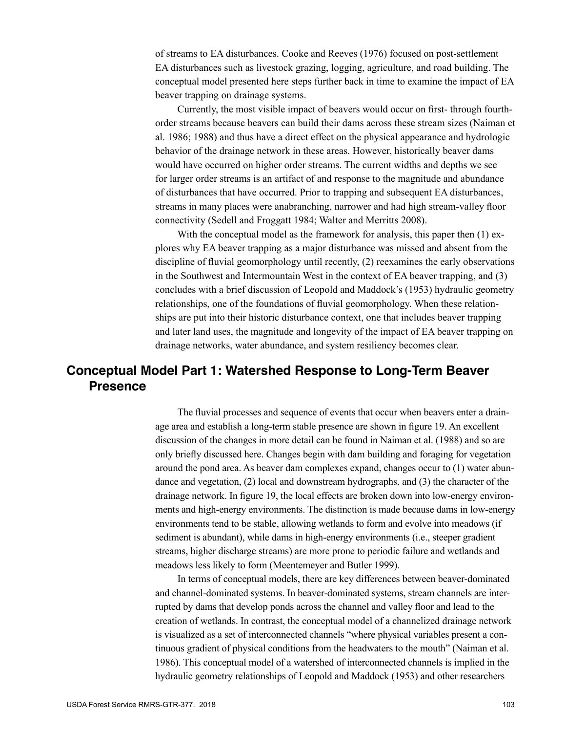of streams to EA disturbances. Cooke and Reeves (1976) focused on post-settlement EA disturbances such as livestock grazing, logging, agriculture, and road building. The conceptual model presented here steps further back in time to examine the impact of EA beaver trapping on drainage systems.

Currently, the most visible impact of beavers would occur on first- through fourth-order streams because beavers can build their dams across these stream sizes (Naiman et al. 1986; 1988) and thus have a direct effect on the physical appearance and hydrologic behavior of the drainage network in these areas. However, historically beaver dams would have occurred on higher order streams. The current widths and depths we see for larger order streams is an artifact of and response to the magnitude and abundance of disturbances that have occurred. Prior to trapping and subsequent EA disturbances, streams in many places were anabranching, narrower and had high stream-valley floor connectivity (Sedell and Froggatt 1984; Walter and Merritts 2008).

With the conceptual model as the framework for analysis, this paper then (1) explores why EA beaver trapping as a major disturbance was missed and absent from the discipline of fluvial geomorphology until recently, (2) reexamines the early observations in the Southwest and Intermountain West in the context of EA beaver trapping, and (3) concludes with a brief discussion of Leopold and Maddock's (1953) hydraulic geometry relationships, one of the foundations of fluvial geomorphology. When these relationships are put into their historic disturbance context, one that includes beaver trapping and later land uses, the magnitude and longevity of the impact of EA beaver trapping on drainage networks, water abundance, and system resiliency becomes clear.

## Conceptual Model Part 1: Watershed Response to Long-Term Beaver Presence

The fluvial processes and sequence of events that occur when beavers enter a drainage area and establish a long-term stable presence are shown in figure 19. An excellent discussion of the changes in more detail can be found in Naiman et al. (1988) and so are only briefly discussed here. Changes begin with dam building and foraging for vegetation around the pond area. As beaver dam complexes expand, changes occur to (1) water abundance and vegetation, (2) local and downstream hydrographs, and (3) the character of the drainage network. In figure 19, the local effects are broken down into low-energy environments and high-energy environments. The distinction is made because dams in low-energy environments tend to be stable, allowing wetlands to form and evolve into meadows (if sediment is abundant), while dams in high-energy environments (i.e., steeper gradient streams, higher discharge streams) are more prone to periodic failure and wetlands and meadows less likely to form (Meentemeyer and Butler 1999).

In terms of conceptual models, there are key differences between beaver-dominated and channel-dominated systems. In beaver-dominated systems, stream channels are interrupted by dams that develop ponds across the channel and valley floor and lead to the creation of wetlands. In contrast, the conceptual model of a channelized drainage network is visualized as a set of interconnected channels "where physical variables present a continuous gradient of physical conditions from the headwaters to the mouth" (Naiman et al. 1986). This conceptual model of a watershed of interconnected channels is implied in the hydraulic geometry relationships of Leopold and Maddock (1953) and other researchers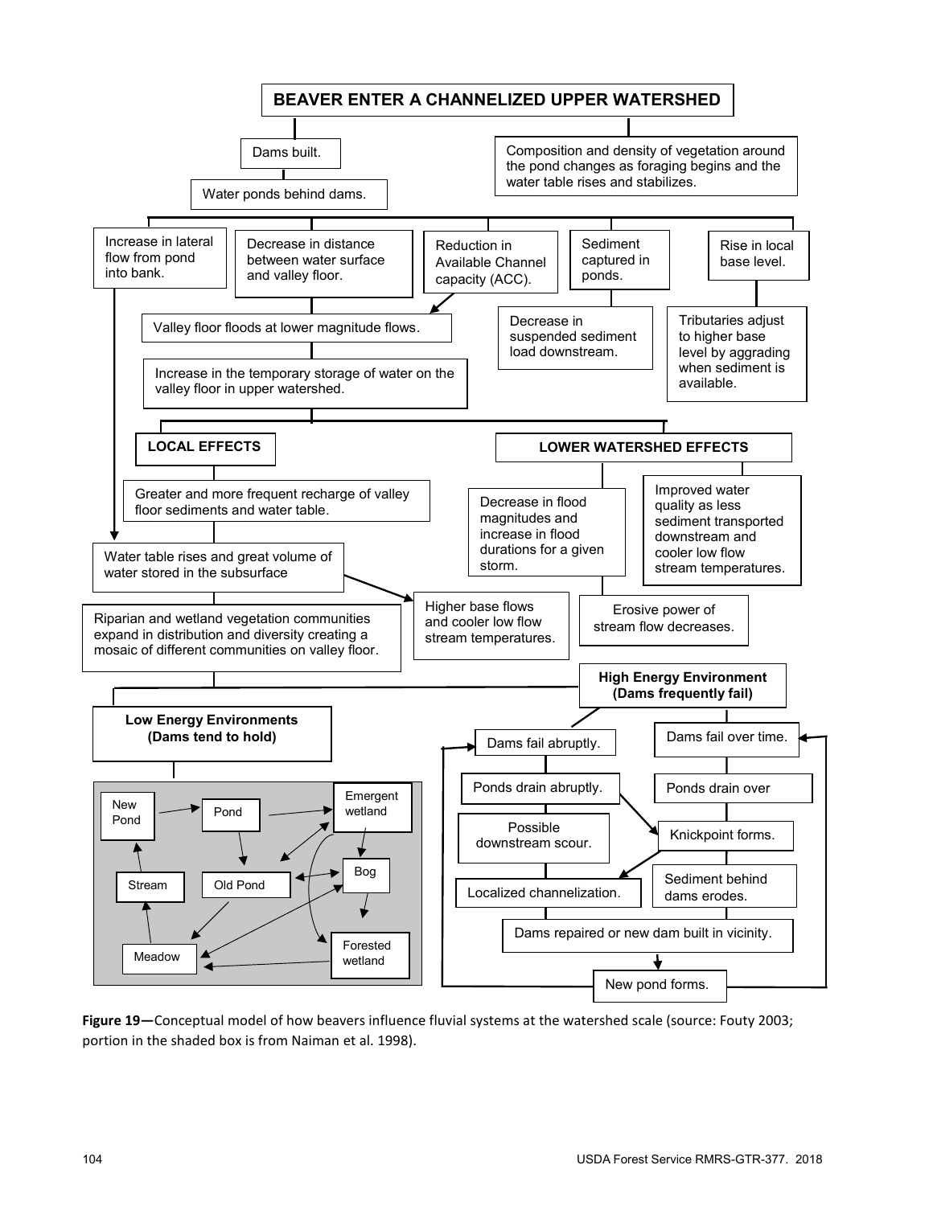**BEAVER ENTER A CHANNELIZED UPPER WATERSHED**

- Dams built.
  - Water ponds behind dams.
- Composition and density of vegetation around the pond changes as foraging begins and the water table rises and stabilizes.

Effects of water ponding behind dams:

- Increase in lateral flow from pond into bank.
- Decrease in distance between water surface and valley floor.
- Reduction in Available Channel capacity (ACC).
- Sediment captured in ponds.
  - Decrease in suspended sediment load downstream.
- Rise in local base level.
  - Tributaries adjust to higher base level by aggrading when sediment is available.

Valley floor floods at lower magnitude flows.

Increase in the temporary storage of water on the valley floor in upper watershed.

**LOCAL EFFECTS**

- Greater and more frequent recharge of valley floor sediments and water table.
- Water table rises and great volume of water stored in the subsurface
- Riparian and wetland vegetation communities expand in distribution and diversity creating a mosaic of different communities on valley floor.

**LOWER WATERSHED EFFECTS**

- Decrease in flood magnitudes and increase in flood durations for a given storm.
  - Erosive power of stream flow decreases.
- Improved water quality as less sediment transported downstream and cooler low flow stream temperatures.
- Higher base flows and cooler low flow stream temperatures.

**Low Energy Environments (Dams tend to hold)**

New Pond → Pond → Emergent wetland; Pond → Old Pond; Emergent wetland ↔ Old Pond; Emergent wetland → Bog; Emergent wetland → Forested wetland; Old Pond ↔ Bog; Bog → Forested wetland; Meadow ↔ Bog; Old Pond → Meadow; Forested wetland → Meadow; Meadow → Stream → New Pond

**High Energy Environment (Dams frequently fail)**

- Dams fail abruptly.
  - Ponds drain abruptly.
  - Possible downstream scour.
  - Localized channelization.
- Dams fail over time.
  - Ponds drain over
  - Knickpoint forms.
  - Sediment behind dams erodes.
- Dams repaired or new dam built in vicinity.
- New pond forms.

**Figure 19—**Conceptual model of how beavers influence fluvial systems at the watershed scale (source: Fouty 2003; portion in the shaded box is from Naiman et al. 1998).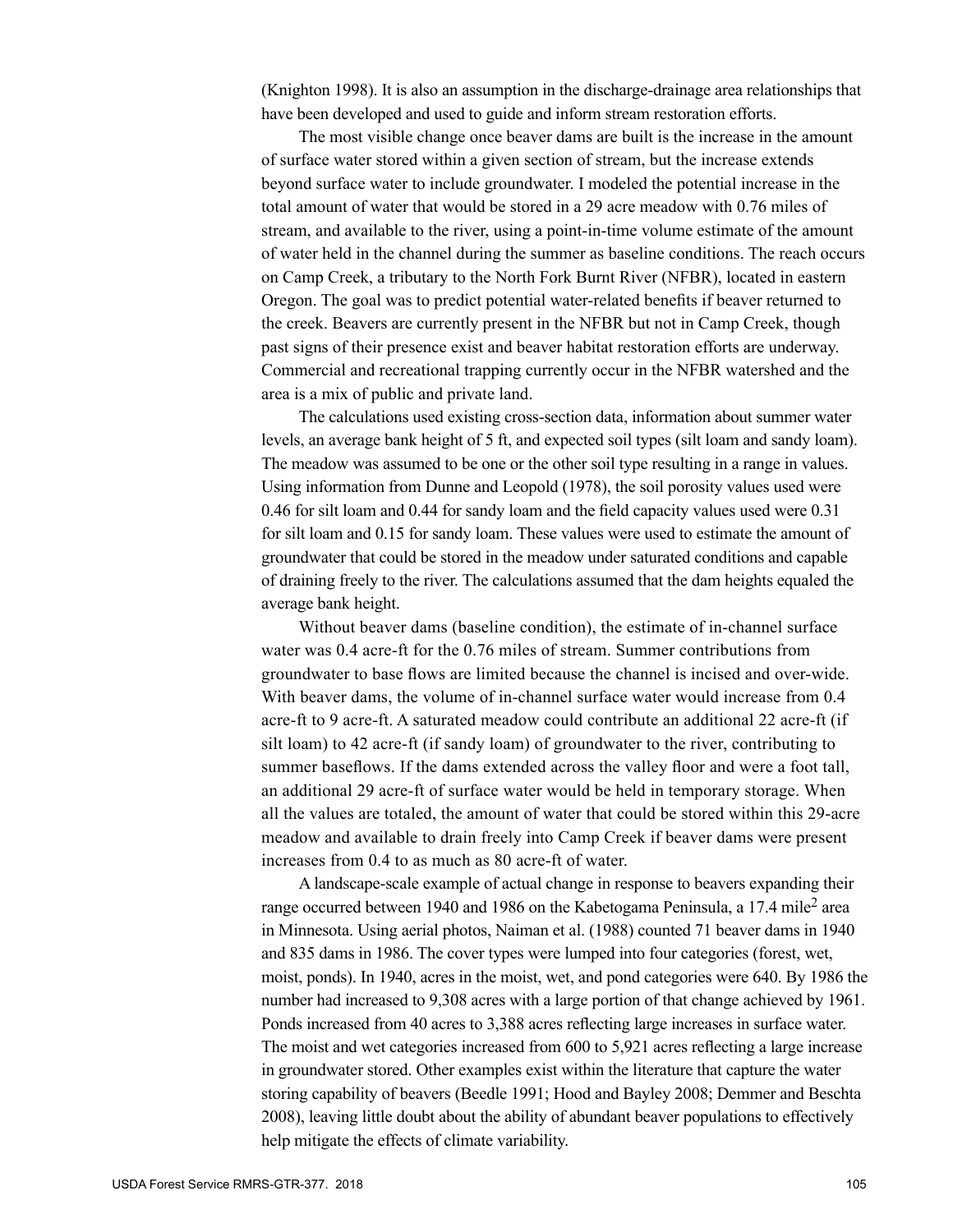(Knighton 1998). It is also an assumption in the discharge-drainage area relationships that have been developed and used to guide and inform stream restoration efforts.

The most visible change once beaver dams are built is the increase in the amount of surface water stored within a given section of stream, but the increase extends beyond surface water to include groundwater. I modeled the potential increase in the total amount of water that would be stored in a 29 acre meadow with 0.76 miles of stream, and available to the river, using a point-in-time volume estimate of the amount of water held in the channel during the summer as baseline conditions. The reach occurs on Camp Creek, a tributary to the North Fork Burnt River (NFBR), located in eastern Oregon. The goal was to predict potential water-related benefits if beaver returned to the creek. Beavers are currently present in the NFBR but not in Camp Creek, though past signs of their presence exist and beaver habitat restoration efforts are underway. Commercial and recreational trapping currently occur in the NFBR watershed and the area is a mix of public and private land.

The calculations used existing cross-section data, information about summer water levels, an average bank height of 5 ft, and expected soil types (silt loam and sandy loam). The meadow was assumed to be one or the other soil type resulting in a range in values. Using information from Dunne and Leopold (1978), the soil porosity values used were 0.46 for silt loam and 0.44 for sandy loam and the field capacity values used were 0.31 for silt loam and 0.15 for sandy loam. These values were used to estimate the amount of groundwater that could be stored in the meadow under saturated conditions and capable of draining freely to the river. The calculations assumed that the dam heights equaled the average bank height.

Without beaver dams (baseline condition), the estimate of in-channel surface water was 0.4 acre-ft for the 0.76 miles of stream. Summer contributions from groundwater to base flows are limited because the channel is incised and over-wide. With beaver dams, the volume of in-channel surface water would increase from 0.4 acre-ft to 9 acre-ft. A saturated meadow could contribute an additional 22 acre-ft (if silt loam) to 42 acre-ft (if sandy loam) of groundwater to the river, contributing to summer baseflows. If the dams extended across the valley floor and were a foot tall, an additional 29 acre-ft of surface water would be held in temporary storage. When all the values are totaled, the amount of water that could be stored within this 29-acre meadow and available to drain freely into Camp Creek if beaver dams were present increases from 0.4 to as much as 80 acre-ft of water.

A landscape-scale example of actual change in response to beavers expanding their range occurred between 1940 and 1986 on the Kabetogama Peninsula, a 17.4 mile$^2$ area in Minnesota. Using aerial photos, Naiman et al. (1988) counted 71 beaver dams in 1940 and 835 dams in 1986. The cover types were lumped into four categories (forest, wet, moist, ponds). In 1940, acres in the moist, wet, and pond categories were 640. By 1986 the number had increased to 9,308 acres with a large portion of that change achieved by 1961. Ponds increased from 40 acres to 3,388 acres reflecting large increases in surface water. The moist and wet categories increased from 600 to 5,921 acres reflecting a large increase in groundwater stored. Other examples exist within the literature that capture the water storing capability of beavers (Beedle 1991; Hood and Bayley 2008; Demmer and Beschta 2008), leaving little doubt about the ability of abundant beaver populations to effectively help mitigate the effects of climate variability.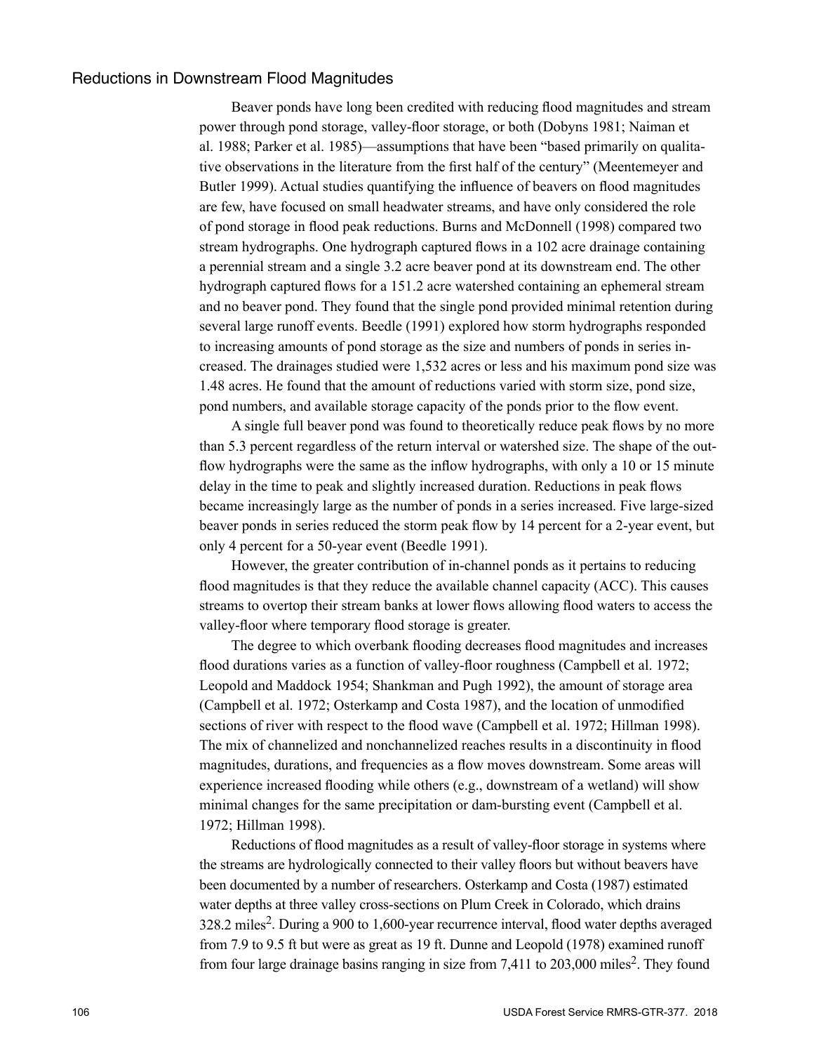## Reductions in Downstream Flood Magnitudes

Beaver ponds have long been credited with reducing flood magnitudes and stream power through pond storage, valley-floor storage, or both (Dobyns 1981; Naiman et al. 1988; Parker et al. 1985)—assumptions that have been "based primarily on qualitative observations in the literature from the first half of the century" (Meentemeyer and Butler 1999). Actual studies quantifying the influence of beavers on flood magnitudes are few, have focused on small headwater streams, and have only considered the role of pond storage in flood peak reductions. Burns and McDonnell (1998) compared two stream hydrographs. One hydrograph captured flows in a 102 acre drainage containing a perennial stream and a single 3.2 acre beaver pond at its downstream end. The other hydrograph captured flows for a 151.2 acre watershed containing an ephemeral stream and no beaver pond. They found that the single pond provided minimal retention during several large runoff events. Beedle (1991) explored how storm hydrographs responded to increasing amounts of pond storage as the size and numbers of ponds in series increased. The drainages studied were 1,532 acres or less and his maximum pond size was 1.48 acres. He found that the amount of reductions varied with storm size, pond size, pond numbers, and available storage capacity of the ponds prior to the flow event.

A single full beaver pond was found to theoretically reduce peak flows by no more than 5.3 percent regardless of the return interval or watershed size. The shape of the outflow hydrographs were the same as the inflow hydrographs, with only a 10 or 15 minute delay in the time to peak and slightly increased duration. Reductions in peak flows became increasingly large as the number of ponds in a series increased. Five large-sized beaver ponds in series reduced the storm peak flow by 14 percent for a 2-year event, but only 4 percent for a 50-year event (Beedle 1991).

However, the greater contribution of in-channel ponds as it pertains to reducing flood magnitudes is that they reduce the available channel capacity (ACC). This causes streams to overtop their stream banks at lower flows allowing flood waters to access the valley-floor where temporary flood storage is greater.

The degree to which overbank flooding decreases flood magnitudes and increases flood durations varies as a function of valley-floor roughness (Campbell et al. 1972; Leopold and Maddock 1954; Shankman and Pugh 1992), the amount of storage area (Campbell et al. 1972; Osterkamp and Costa 1987), and the location of unmodified sections of river with respect to the flood wave (Campbell et al. 1972; Hillman 1998). The mix of channelized and nonchannelized reaches results in a discontinuity in flood magnitudes, durations, and frequencies as a flow moves downstream. Some areas will experience increased flooding while others (e.g., downstream of a wetland) will show minimal changes for the same precipitation or dam-bursting event (Campbell et al. 1972; Hillman 1998).

Reductions of flood magnitudes as a result of valley-floor storage in systems where the streams are hydrologically connected to their valley floors but without beavers have been documented by a number of researchers. Osterkamp and Costa (1987) estimated water depths at three valley cross-sections on Plum Creek in Colorado, which drains 328.2 miles$^2$. During a 900 to 1,600-year recurrence interval, flood water depths averaged from 7.9 to 9.5 ft but were as great as 19 ft. Dunne and Leopold (1978) examined runoff from four large drainage basins ranging in size from 7,411 to 203,000 miles$^2$. They found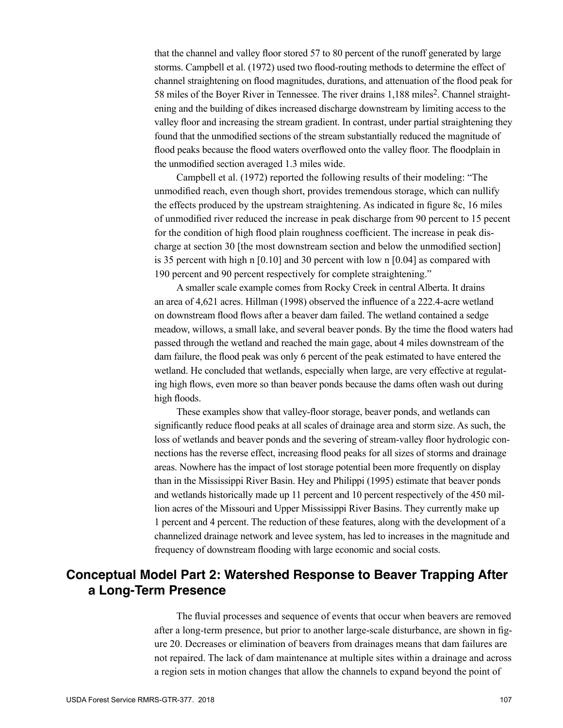that the channel and valley floor stored 57 to 80 percent of the runoff generated by large storms. Campbell et al. (1972) used two flood-routing methods to determine the effect of channel straightening on flood magnitudes, durations, and attenuation of the flood peak for 58 miles of the Boyer River in Tennessee. The river drains 1,188 miles$^2$. Channel straightening and the building of dikes increased discharge downstream by limiting access to the valley floor and increasing the stream gradient. In contrast, under partial straightening they found that the unmodified sections of the stream substantially reduced the magnitude of flood peaks because the flood waters overflowed onto the valley floor. The floodplain in the unmodified section averaged 1.3 miles wide.

Campbell et al. (1972) reported the following results of their modeling: "The unmodified reach, even though short, provides tremendous storage, which can nullify the effects produced by the upstream straightening. As indicated in figure 8c, 16 miles of unmodified river reduced the increase in peak discharge from 90 percent to 15 pecent for the condition of high flood plain roughness coefficient. The increase in peak discharge at section 30 [the most downstream section and below the unmodified section] is 35 percent with high n [0.10] and 30 percent with low n [0.04] as compared with 190 percent and 90 percent respectively for complete straightening."

A smaller scale example comes from Rocky Creek in central Alberta. It drains an area of 4,621 acres. Hillman (1998) observed the influence of a 222.4-acre wetland on downstream flood flows after a beaver dam failed. The wetland contained a sedge meadow, willows, a small lake, and several beaver ponds. By the time the flood waters had passed through the wetland and reached the main gage, about 4 miles downstream of the dam failure, the flood peak was only 6 percent of the peak estimated to have entered the wetland. He concluded that wetlands, especially when large, are very effective at regulating high flows, even more so than beaver ponds because the dams often wash out during high floods.

These examples show that valley-floor storage, beaver ponds, and wetlands can significantly reduce flood peaks at all scales of drainage area and storm size. As such, the loss of wetlands and beaver ponds and the severing of stream-valley floor hydrologic connections has the reverse effect, increasing flood peaks for all sizes of storms and drainage areas. Nowhere has the impact of lost storage potential been more frequently on display than in the Mississippi River Basin. Hey and Philippi (1995) estimate that beaver ponds and wetlands historically made up 11 percent and 10 percent respectively of the 450 million acres of the Missouri and Upper Mississippi River Basins. They currently make up 1 percent and 4 percent. The reduction of these features, along with the development of a channelized drainage network and levee system, has led to increases in the magnitude and frequency of downstream flooding with large economic and social costs.

## Conceptual Model Part 2: Watershed Response to Beaver Trapping After a Long-Term Presence

The fluvial processes and sequence of events that occur when beavers are removed after a long-term presence, but prior to another large-scale disturbance, are shown in figure 20. Decreases or elimination of beavers from drainages means that dam failures are not repaired. The lack of dam maintenance at multiple sites within a drainage and across a region sets in motion changes that allow the channels to expand beyond the point of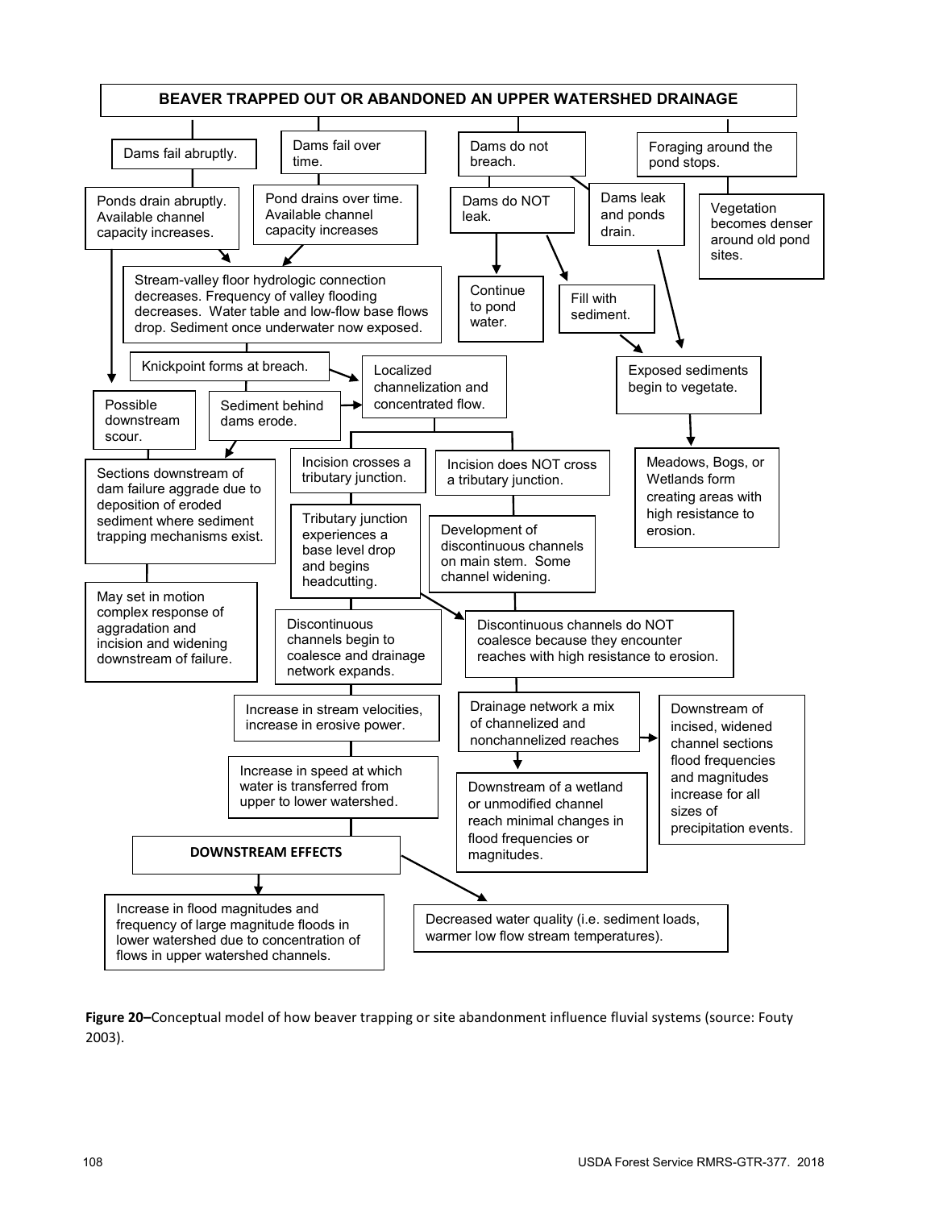**BEAVER TRAPPED OUT OR ABANDONED AN UPPER WATERSHED DRAINAGE**

- Dams fail abruptly.
  - Ponds drain abruptly. Available channel capacity increases.
- Dams fail over time.
  - Pond drains over time. Available channel capacity increases
- Stream-valley floor hydrologic connection decreases. Frequency of valley flooding decreases. Water table and low-flow base flows drop. Sediment once underwater now exposed.
- Knickpoint forms at breach.
- Possible downstream scour.
- Sediment behind dams erode.
- Localized channelization and concentrated flow.
- Sections downstream of dam failure aggrade due to deposition of eroded sediment where sediment trapping mechanisms exist.
  - May set in motion complex response of aggradation and incision and widening downstream of failure.
- Incision crosses a tributary junction.
  - Tributary junction experiences a base level drop and begins headcutting.
  - Discontinuous channels begin to coalesce and drainage network expands.
  - Increase in stream velocities, increase in erosive power.
  - Increase in speed at which water is transferred from upper to lower watershed.
- Incision does NOT cross a tributary junction.
  - Development of discontinuous channels on main stem. Some channel widening.
  - Discontinuous channels do NOT coalesce because they encounter reaches with high resistance to erosion.
  - Drainage network a mix of channelized and nonchannelized reaches
    - Downstream of a wetland or unmodified channel reach minimal changes in flood frequencies or magnitudes.
    - Downstream of incised, widened channel sections flood frequencies and magnitudes increase for all sizes of precipitation events.
- Dams do not breach.
  - Dams do NOT leak.
    - Continue to pond water.
    - Fill with sediment.
  - Dams leak and ponds drain.
  - Exposed sediments begin to vegetate.
  - Meadows, Bogs, or Wetlands form creating areas with high resistance to erosion.
- Foraging around the pond stops.
  - Vegetation becomes denser around old pond sites.

**DOWNSTREAM EFFECTS**

- Increase in flood magnitudes and frequency of large magnitude floods in lower watershed due to concentration of flows in upper watershed channels.
- Decreased water quality (i.e. sediment loads, warmer low flow stream temperatures).

**Figure 20–**Conceptual model of how beaver trapping or site abandonment influence fluvial systems (source: Fouty 2003).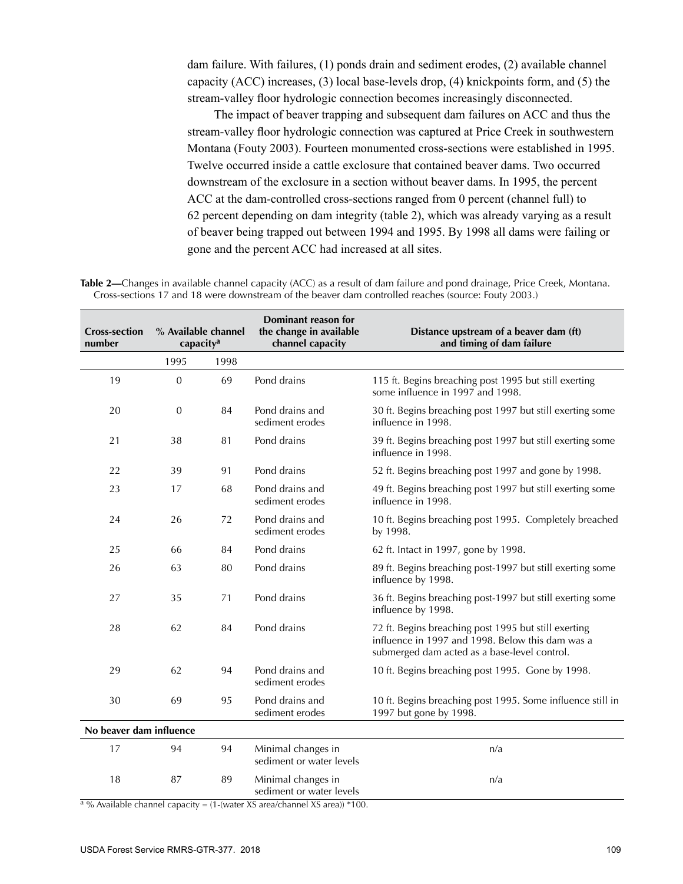dam failure. With failures, (1) ponds drain and sediment erodes, (2) available channel capacity (ACC) increases, (3) local base-levels drop, (4) knickpoints form, and (5) the stream-valley floor hydrologic connection becomes increasingly disconnected.

The impact of beaver trapping and subsequent dam failures on ACC and thus the stream-valley floor hydrologic connection was captured at Price Creek in southwestern Montana (Fouty 2003). Fourteen monumented cross-sections were established in 1995. Twelve occurred inside a cattle exclosure that contained beaver dams. Two occurred downstream of the exclosure in a section without beaver dams. In 1995, the percent ACC at the dam-controlled cross-sections ranged from 0 percent (channel full) to 62 percent depending on dam integrity (table 2), which was already varying as a result of beaver being trapped out between 1994 and 1995. By 1998 all dams were failing or gone and the percent ACC had increased at all sites.

**Table 2—**Changes in available channel capacity (ACC) as a result of dam failure and pond drainage, Price Creek, Montana. Cross-sections 17 and 18 were downstream of the beaver dam controlled reaches (source: Fouty 2003.)

| Cross-section number | % Available channel capacity[a] | | Dominant reason for the change in available channel capacity | Distance upstream of a beaver dam (ft) and timing of dam failure |
|---|---|---|---|---|
| | 1995 | 1998 | | |
| 19 | 0 | 69 | Pond drains | 115 ft. Begins breaching post 1995 but still exerting some influence in 1997 and 1998. |
| 20 | 0 | 84 | Pond drains and sediment erodes | 30 ft. Begins breaching post 1997 but still exerting some influence in 1998. |
| 21 | 38 | 81 | Pond drains | 39 ft. Begins breaching post 1997 but still exerting some influence in 1998. |
| 22 | 39 | 91 | Pond drains | 52 ft. Begins breaching post 1997 and gone by 1998. |
| 23 | 17 | 68 | Pond drains and sediment erodes | 49 ft. Begins breaching post 1997 but still exerting some influence in 1998. |
| 24 | 26 | 72 | Pond drains and sediment erodes | 10 ft. Begins breaching post 1995. Completely breached by 1998. |
| 25 | 66 | 84 | Pond drains | 62 ft. Intact in 1997, gone by 1998. |
| 26 | 63 | 80 | Pond drains | 89 ft. Begins breaching post-1997 but still exerting some influence by 1998. |
| 27 | 35 | 71 | Pond drains | 36 ft. Begins breaching post-1997 but still exerting some influence by 1998. |
| 28 | 62 | 84 | Pond drains | 72 ft. Begins breaching post 1995 but still exerting influence in 1997 and 1998. Below this dam was a submerged dam acted as a base-level control. |
| 29 | 62 | 94 | Pond drains and sediment erodes | 10 ft. Begins breaching post 1995. Gone by 1998. |
| 30 | 69 | 95 | Pond drains and sediment erodes | 10 ft. Begins breaching post 1995. Some influence still in 1997 but gone by 1998. |
| **No beaver dam influence** | | | | |
| 17 | 94 | 94 | Minimal changes in sediment or water levels | n/a |
| 18 | 87 | 89 | Minimal changes in sediment or water levels | n/a |

[a] % Available channel capacity = (1-(water XS area/channel XS area)) *100.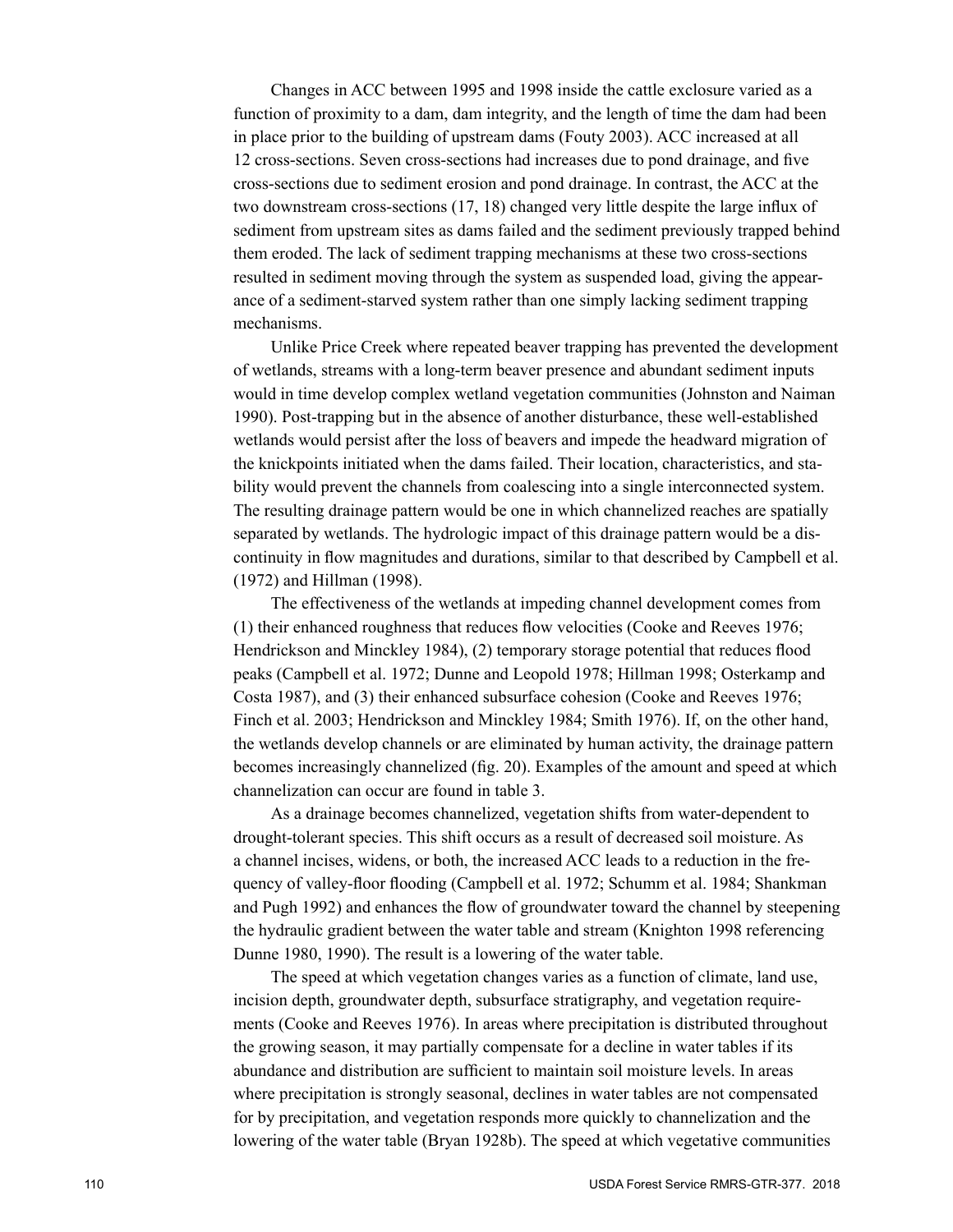Changes in ACC between 1995 and 1998 inside the cattle exclosure varied as a function of proximity to a dam, dam integrity, and the length of time the dam had been in place prior to the building of upstream dams (Fouty 2003). ACC increased at all 12 cross-sections. Seven cross-sections had increases due to pond drainage, and five cross-sections due to sediment erosion and pond drainage. In contrast, the ACC at the two downstream cross-sections (17, 18) changed very little despite the large influx of sediment from upstream sites as dams failed and the sediment previously trapped behind them eroded. The lack of sediment trapping mechanisms at these two cross-sections resulted in sediment moving through the system as suspended load, giving the appearance of a sediment-starved system rather than one simply lacking sediment trapping mechanisms.

Unlike Price Creek where repeated beaver trapping has prevented the development of wetlands, streams with a long-term beaver presence and abundant sediment inputs would in time develop complex wetland vegetation communities (Johnston and Naiman 1990). Post-trapping but in the absence of another disturbance, these well-established wetlands would persist after the loss of beavers and impede the headward migration of the knickpoints initiated when the dams failed. Their location, characteristics, and stability would prevent the channels from coalescing into a single interconnected system. The resulting drainage pattern would be one in which channelized reaches are spatially separated by wetlands. The hydrologic impact of this drainage pattern would be a discontinuity in flow magnitudes and durations, similar to that described by Campbell et al. (1972) and Hillman (1998).

The effectiveness of the wetlands at impeding channel development comes from (1) their enhanced roughness that reduces flow velocities (Cooke and Reeves 1976; Hendrickson and Minckley 1984), (2) temporary storage potential that reduces flood peaks (Campbell et al. 1972; Dunne and Leopold 1978; Hillman 1998; Osterkamp and Costa 1987), and (3) their enhanced subsurface cohesion (Cooke and Reeves 1976; Finch et al. 2003; Hendrickson and Minckley 1984; Smith 1976). If, on the other hand, the wetlands develop channels or are eliminated by human activity, the drainage pattern becomes increasingly channelized (fig. 20). Examples of the amount and speed at which channelization can occur are found in table 3.

As a drainage becomes channelized, vegetation shifts from water-dependent to drought-tolerant species. This shift occurs as a result of decreased soil moisture. As a channel incises, widens, or both, the increased ACC leads to a reduction in the frequency of valley-floor flooding (Campbell et al. 1972; Schumm et al. 1984; Shankman and Pugh 1992) and enhances the flow of groundwater toward the channel by steepening the hydraulic gradient between the water table and stream (Knighton 1998 referencing Dunne 1980, 1990). The result is a lowering of the water table.

The speed at which vegetation changes varies as a function of climate, land use, incision depth, groundwater depth, subsurface stratigraphy, and vegetation requirements (Cooke and Reeves 1976). In areas where precipitation is distributed throughout the growing season, it may partially compensate for a decline in water tables if its abundance and distribution are sufficient to maintain soil moisture levels. In areas where precipitation is strongly seasonal, declines in water tables are not compensated for by precipitation, and vegetation responds more quickly to channelization and the lowering of the water table (Bryan 1928b). The speed at which vegetative communities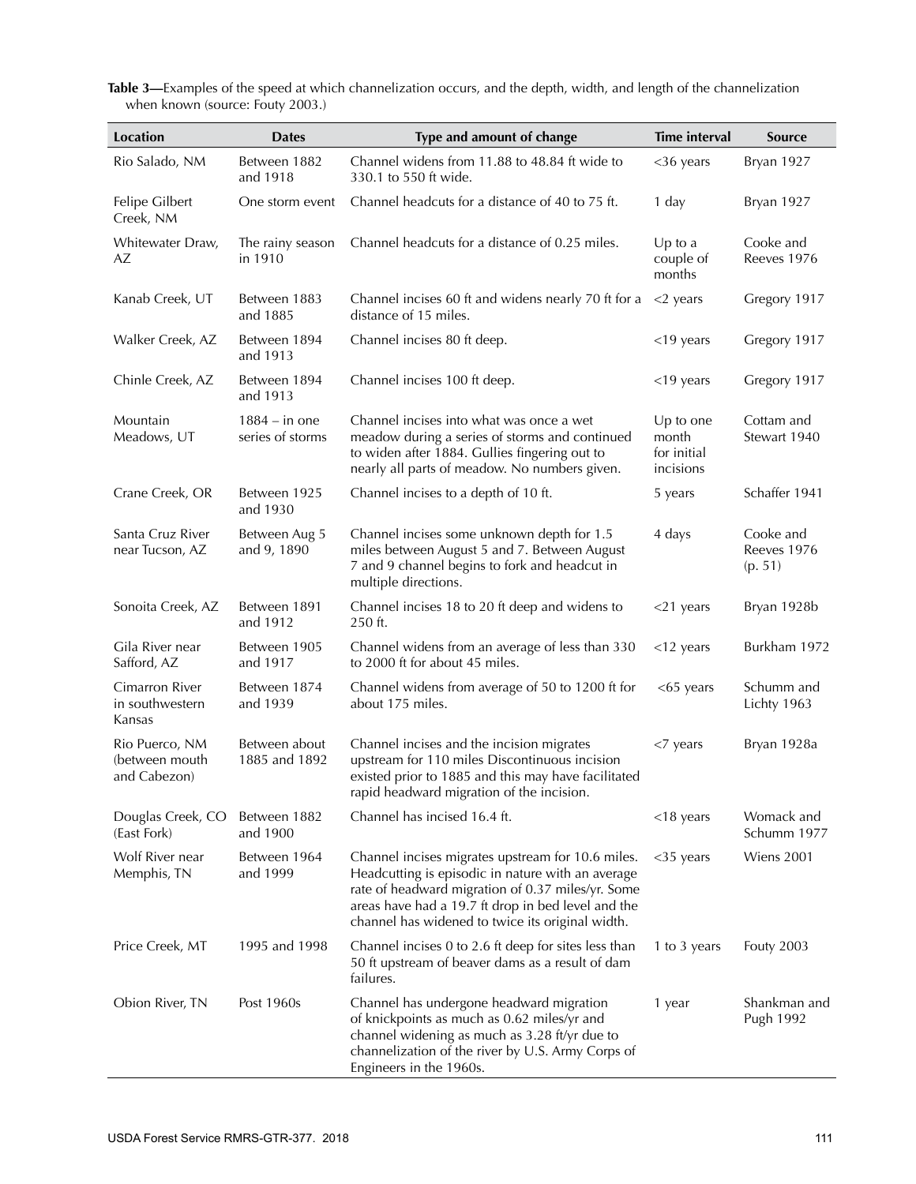**Table 3—**Examples of the speed at which channelization occurs, and the depth, width, and length of the channelization when known (source: Fouty 2003.)

| Location | Dates | Type and amount of change | Time interval | Source |
|---|---|---|---|---|
| Rio Salado, NM | Between 1882 and 1918 | Channel widens from 11.88 to 48.84 ft wide to 330.1 to 550 ft wide. | <36 years | Bryan 1927 |
| Felipe Gilbert Creek, NM | One storm event | Channel headcuts for a distance of 40 to 75 ft. | 1 day | Bryan 1927 |
| Whitewater Draw, AZ | The rainy season in 1910 | Channel headcuts for a distance of 0.25 miles. | Up to a couple of months | Cooke and Reeves 1976 |
| Kanab Creek, UT | Between 1883 and 1885 | Channel incises 60 ft and widens nearly 70 ft for a distance of 15 miles. | <2 years | Gregory 1917 |
| Walker Creek, AZ | Between 1894 and 1913 | Channel incises 80 ft deep. | <19 years | Gregory 1917 |
| Chinle Creek, AZ | Between 1894 and 1913 | Channel incises 100 ft deep. | <19 years | Gregory 1917 |
| Mountain Meadows, UT | 1884 – in one series of storms | Channel incises into what was once a wet meadow during a series of storms and continued to widen after 1884. Gullies fingering out to nearly all parts of meadow. No numbers given. | Up to one month for initial incisions | Cottam and Stewart 1940 |
| Crane Creek, OR | Between 1925 and 1930 | Channel incises to a depth of 10 ft. | 5 years | Schaffer 1941 |
| Santa Cruz River near Tucson, AZ | Between Aug 5 and 9, 1890 | Channel incises some unknown depth for 1.5 miles between August 5 and 7. Between August 7 and 9 channel begins to fork and headcut in multiple directions. | 4 days | Cooke and Reeves 1976 (p. 51) |
| Sonoita Creek, AZ | Between 1891 and 1912 | Channel incises 18 to 20 ft deep and widens to 250 ft. | <21 years | Bryan 1928b |
| Gila River near Safford, AZ | Between 1905 and 1917 | Channel widens from an average of less than 330 to 2000 ft for about 45 miles. | <12 years | Burkham 1972 |
| Cimarron River in southwestern Kansas | Between 1874 and 1939 | Channel widens from average of 50 to 1200 ft for about 175 miles. | <65 years | Schumm and Lichty 1963 |
| Rio Puerco, NM (between mouth and Cabezon) | Between about 1885 and 1892 | Channel incises and the incision migrates upstream for 110 miles Discontinuous incision existed prior to 1885 and this may have facilitated rapid headward migration of the incision. | <7 years | Bryan 1928a |
| Douglas Creek, CO (East Fork) | Between 1882 and 1900 | Channel has incised 16.4 ft. | <18 years | Womack and Schumm 1977 |
| Wolf River near Memphis, TN | Between 1964 and 1999 | Channel incises migrates upstream for 10.6 miles. Headcutting is episodic in nature with an average rate of headward migration of 0.37 miles/yr. Some areas have had a 19.7 ft drop in bed level and the channel has widened to twice its original width. | <35 years | Wiens 2001 |
| Price Creek, MT | 1995 and 1998 | Channel incises 0 to 2.6 ft deep for sites less than 50 ft upstream of beaver dams as a result of dam failures. | 1 to 3 years | Fouty 2003 |
| Obion River, TN | Post 1960s | Channel has undergone headward migration of knickpoints as much as 0.62 miles/yr and channel widening as much as 3.28 ft/yr due to channelization of the river by U.S. Army Corps of Engineers in the 1960s. | 1 year | Shankman and Pugh 1992 |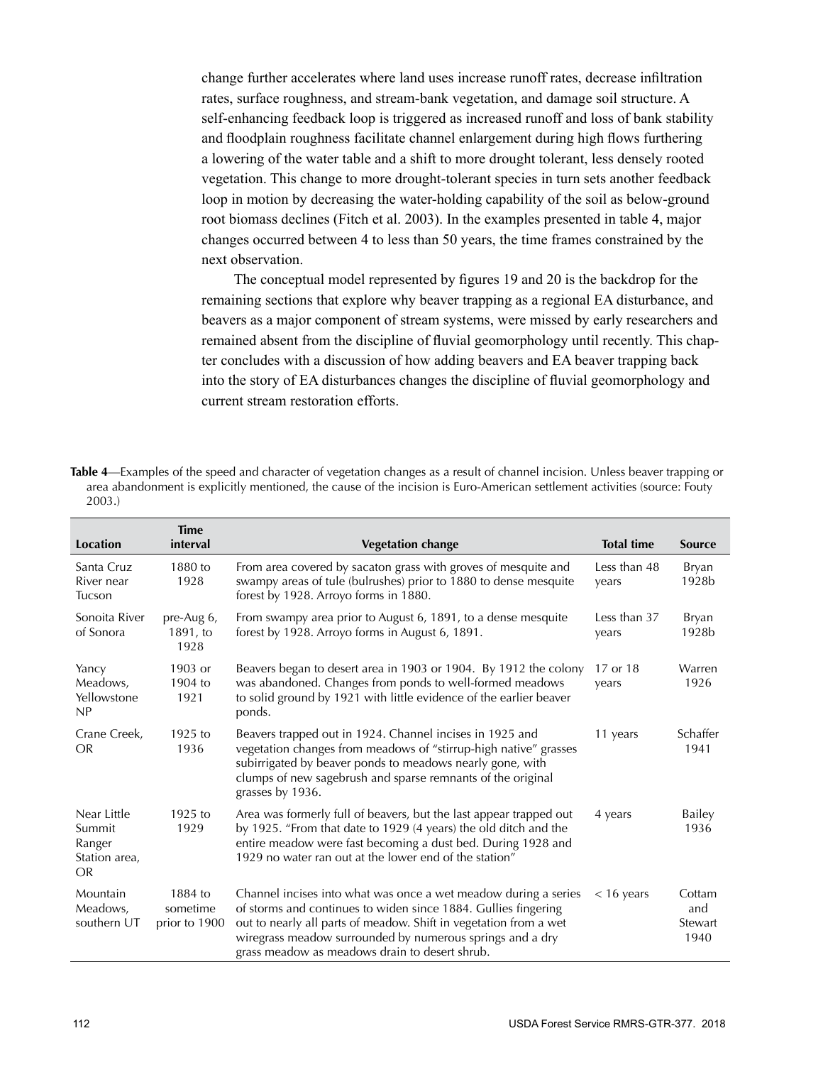change further accelerates where land uses increase runoff rates, decrease infiltration rates, surface roughness, and stream-bank vegetation, and damage soil structure. A self-enhancing feedback loop is triggered as increased runoff and loss of bank stability and floodplain roughness facilitate channel enlargement during high flows furthering a lowering of the water table and a shift to more drought tolerant, less densely rooted vegetation. This change to more drought-tolerant species in turn sets another feedback loop in motion by decreasing the water-holding capability of the soil as below-ground root biomass declines (Fitch et al. 2003). In the examples presented in table 4, major changes occurred between 4 to less than 50 years, the time frames constrained by the next observation.

The conceptual model represented by figures 19 and 20 is the backdrop for the remaining sections that explore why beaver trapping as a regional EA disturbance, and beavers as a major component of stream systems, were missed by early researchers and remained absent from the discipline of fluvial geomorphology until recently. This chapter concludes with a discussion of how adding beavers and EA beaver trapping back into the story of EA disturbances changes the discipline of fluvial geomorphology and current stream restoration efforts.

**Table 4**—Examples of the speed and character of vegetation changes as a result of channel incision. Unless beaver trapping or area abandonment is explicitly mentioned, the cause of the incision is Euro-American settlement activities (source: Fouty 2003.)

| Location | Time interval | Vegetation change | Total time | Source |
|---|---|---|---|---|
| Santa Cruz River near Tucson | 1880 to 1928 | From area covered by sacaton grass with groves of mesquite and swampy areas of tule (bulrushes) prior to 1880 to dense mesquite forest by 1928. Arroyo forms in 1880. | Less than 48 years | Bryan 1928b |
| Sonoita River of Sonora | pre-Aug 6, 1891, to 1928 | From swampy area prior to August 6, 1891, to a dense mesquite forest by 1928. Arroyo forms in August 6, 1891. | Less than 37 years | Bryan 1928b |
| Yancy Meadows, Yellowstone NP | 1903 or 1904 to 1921 | Beavers began to desert area in 1903 or 1904. By 1912 the colony was abandoned. Changes from ponds to well-formed meadows to solid ground by 1921 with little evidence of the earlier beaver ponds. | 17 or 18 years | Warren 1926 |
| Crane Creek, OR | 1925 to 1936 | Beavers trapped out in 1924. Channel incises in 1925 and vegetation changes from meadows of "stirrup-high native" grasses subirrigated by beaver ponds to meadows nearly gone, with clumps of new sagebrush and sparse remnants of the original grasses by 1936. | 11 years | Schaffer 1941 |
| Near Little Summit Ranger Station area, OR | 1925 to 1929 | Area was formerly full of beavers, but the last appear trapped out by 1925. "From that date to 1929 (4 years) the old ditch and the entire meadow were fast becoming a dust bed. During 1928 and 1929 no water ran out at the lower end of the station" | 4 years | Bailey 1936 |
| Mountain Meadows, southern UT | 1884 to sometime prior to 1900 | Channel incises into what was once a wet meadow during a series of storms and continues to widen since 1884. Gullies fingering out to nearly all parts of meadow. Shift in vegetation from a wet wiregrass meadow surrounded by numerous springs and a dry grass meadow as meadows drain to desert shrub. | < 16 years | Cottam and Stewart 1940 |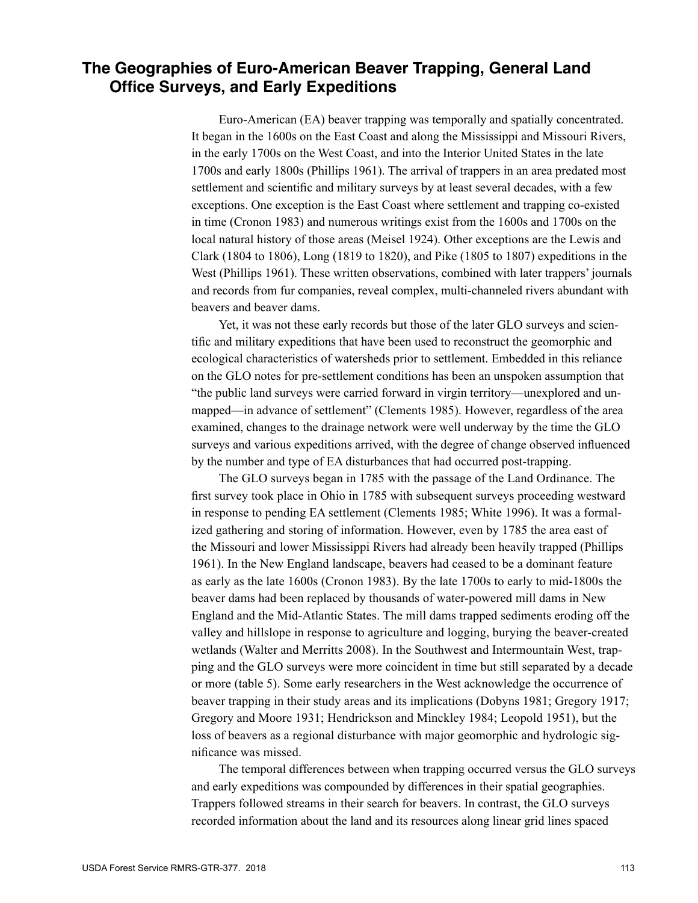## The Geographies of Euro-American Beaver Trapping, General Land Office Surveys, and Early Expeditions

Euro-American (EA) beaver trapping was temporally and spatially concentrated. It began in the 1600s on the East Coast and along the Mississippi and Missouri Rivers, in the early 1700s on the West Coast, and into the Interior United States in the late 1700s and early 1800s (Phillips 1961). The arrival of trappers in an area predated most settlement and scientific and military surveys by at least several decades, with a few exceptions. One exception is the East Coast where settlement and trapping co-existed in time (Cronon 1983) and numerous writings exist from the 1600s and 1700s on the local natural history of those areas (Meisel 1924). Other exceptions are the Lewis and Clark (1804 to 1806), Long (1819 to 1820), and Pike (1805 to 1807) expeditions in the West (Phillips 1961). These written observations, combined with later trappers' journals and records from fur companies, reveal complex, multi-channeled rivers abundant with beavers and beaver dams.

Yet, it was not these early records but those of the later GLO surveys and scientific and military expeditions that have been used to reconstruct the geomorphic and ecological characteristics of watersheds prior to settlement. Embedded in this reliance on the GLO notes for pre-settlement conditions has been an unspoken assumption that "the public land surveys were carried forward in virgin territory—unexplored and unmapped—in advance of settlement" (Clements 1985). However, regardless of the area examined, changes to the drainage network were well underway by the time the GLO surveys and various expeditions arrived, with the degree of change observed influenced by the number and type of EA disturbances that had occurred post-trapping.

The GLO surveys began in 1785 with the passage of the Land Ordinance. The first survey took place in Ohio in 1785 with subsequent surveys proceeding westward in response to pending EA settlement (Clements 1985; White 1996). It was a formalized gathering and storing of information. However, even by 1785 the area east of the Missouri and lower Mississippi Rivers had already been heavily trapped (Phillips 1961). In the New England landscape, beavers had ceased to be a dominant feature as early as the late 1600s (Cronon 1983). By the late 1700s to early to mid-1800s the beaver dams had been replaced by thousands of water-powered mill dams in New England and the Mid-Atlantic States. The mill dams trapped sediments eroding off the valley and hillslope in response to agriculture and logging, burying the beaver-created wetlands (Walter and Merritts 2008). In the Southwest and Intermountain West, trapping and the GLO surveys were more coincident in time but still separated by a decade or more (table 5). Some early researchers in the West acknowledge the occurrence of beaver trapping in their study areas and its implications (Dobyns 1981; Gregory 1917; Gregory and Moore 1931; Hendrickson and Minckley 1984; Leopold 1951), but the loss of beavers as a regional disturbance with major geomorphic and hydrologic significance was missed.

The temporal differences between when trapping occurred versus the GLO surveys and early expeditions was compounded by differences in their spatial geographies. Trappers followed streams in their search for beavers. In contrast, the GLO surveys recorded information about the land and its resources along linear grid lines spaced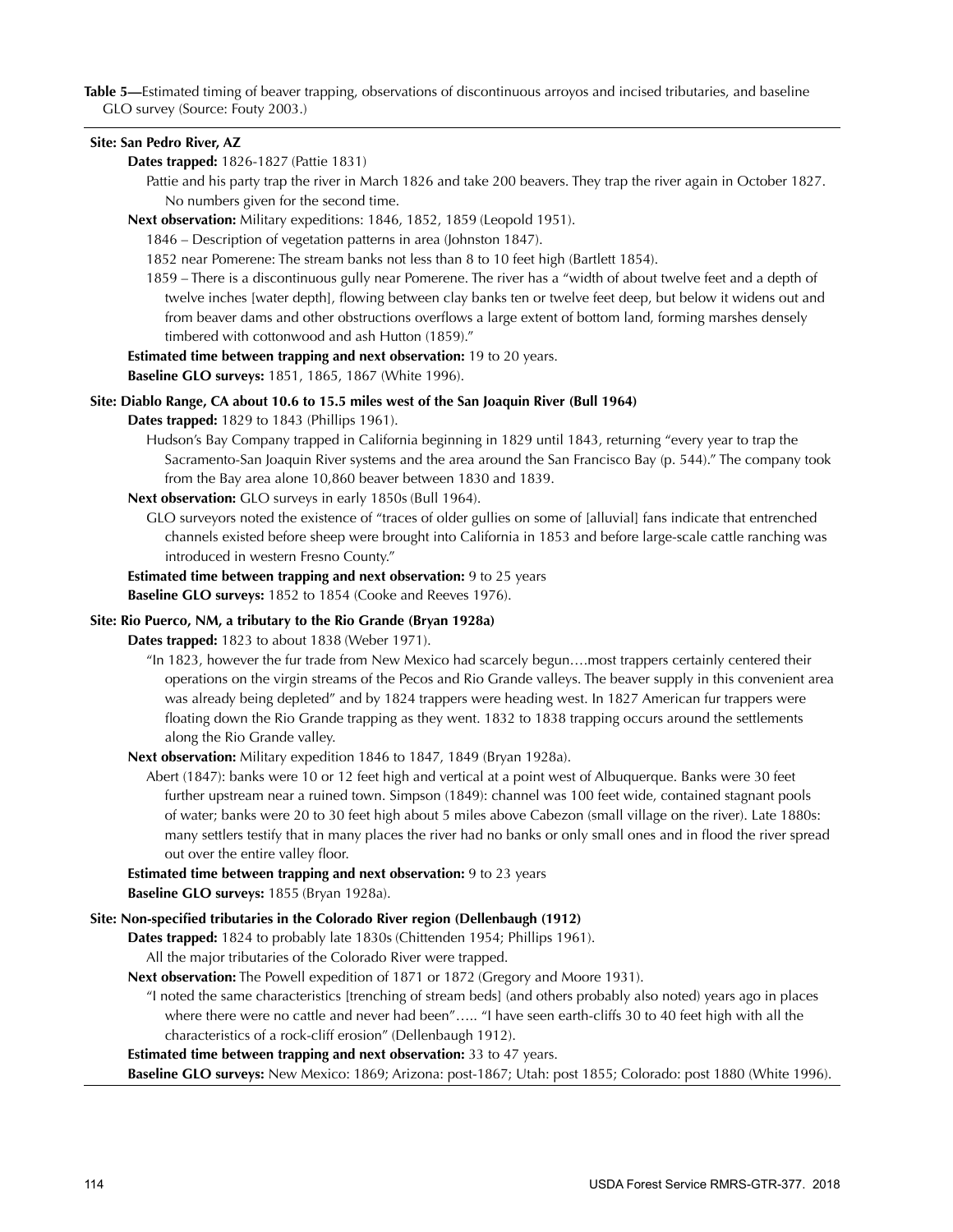**Table 5—**Estimated timing of beaver trapping, observations of discontinuous arroyos and incised tributaries, and baseline GLO survey (Source: Fouty 2003.)

**Site: San Pedro River, AZ**

**Dates trapped:** 1826-1827 (Pattie 1831)

Pattie and his party trap the river in March 1826 and take 200 beavers. They trap the river again in October 1827. No numbers given for the second time.

**Next observation:** Military expeditions: 1846, 1852, 1859 (Leopold 1951).

1846 – Description of vegetation patterns in area (Johnston 1847).

1852 near Pomerene: The stream banks not less than 8 to 10 feet high (Bartlett 1854).

1859 – There is a discontinuous gully near Pomerene. The river has a "width of about twelve feet and a depth of twelve inches [water depth], flowing between clay banks ten or twelve feet deep, but below it widens out and from beaver dams and other obstructions overflows a large extent of bottom land, forming marshes densely timbered with cottonwood and ash Hutton (1859)."

**Estimated time between trapping and next observation:** 19 to 20 years.

**Baseline GLO surveys:** 1851, 1865, 1867 (White 1996).

**Site: Diablo Range, CA about 10.6 to 15.5 miles west of the San Joaquin River (Bull 1964)**

**Dates trapped:** 1829 to 1843 (Phillips 1961).

Hudson's Bay Company trapped in California beginning in 1829 until 1843, returning "every year to trap the Sacramento-San Joaquin River systems and the area around the San Francisco Bay (p. 544)." The company took from the Bay area alone 10,860 beaver between 1830 and 1839.

**Next observation:** GLO surveys in early 1850s (Bull 1964).

GLO surveyors noted the existence of "traces of older gullies on some of [alluvial] fans indicate that entrenched channels existed before sheep were brought into California in 1853 and before large-scale cattle ranching was introduced in western Fresno County."

**Estimated time between trapping and next observation:** 9 to 25 years

**Baseline GLO surveys:** 1852 to 1854 (Cooke and Reeves 1976).

**Site: Rio Puerco, NM, a tributary to the Rio Grande (Bryan 1928a)**

**Dates trapped:** 1823 to about 1838 (Weber 1971).

"In 1823, however the fur trade from New Mexico had scarcely begun….most trappers certainly centered their operations on the virgin streams of the Pecos and Rio Grande valleys. The beaver supply in this convenient area was already being depleted" and by 1824 trappers were heading west. In 1827 American fur trappers were floating down the Rio Grande trapping as they went. 1832 to 1838 trapping occurs around the settlements along the Rio Grande valley.

**Next observation:** Military expedition 1846 to 1847, 1849 (Bryan 1928a).

Abert (1847): banks were 10 or 12 feet high and vertical at a point west of Albuquerque. Banks were 30 feet further upstream near a ruined town. Simpson (1849): channel was 100 feet wide, contained stagnant pools of water; banks were 20 to 30 feet high about 5 miles above Cabezon (small village on the river). Late 1880s: many settlers testify that in many places the river had no banks or only small ones and in flood the river spread out over the entire valley floor.

**Estimated time between trapping and next observation:** 9 to 23 years

**Baseline GLO surveys:** 1855 (Bryan 1928a).

**Site: Non-specified tributaries in the Colorado River region (Dellenbaugh (1912)**

**Dates trapped:** 1824 to probably late 1830s (Chittenden 1954; Phillips 1961).

All the major tributaries of the Colorado River were trapped.

**Next observation:** The Powell expedition of 1871 or 1872 (Gregory and Moore 1931).

"I noted the same characteristics [trenching of stream beds] (and others probably also noted) years ago in places where there were no cattle and never had been"….. "I have seen earth-cliffs 30 to 40 feet high with all the characteristics of a rock-cliff erosion" (Dellenbaugh 1912).

**Estimated time between trapping and next observation:** 33 to 47 years.

**Baseline GLO surveys:** New Mexico: 1869; Arizona: post-1867; Utah: post 1855; Colorado: post 1880 (White 1996).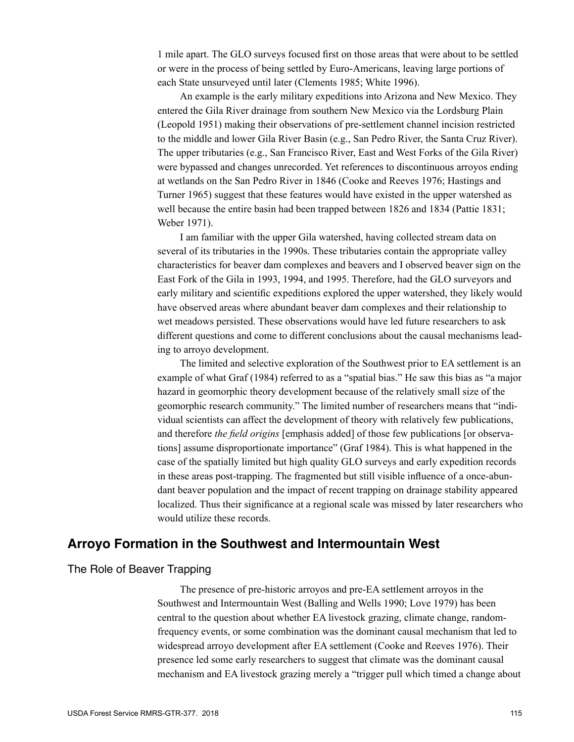1 mile apart. The GLO surveys focused first on those areas that were about to be settled or were in the process of being settled by Euro-Americans, leaving large portions of each State unsurveyed until later (Clements 1985; White 1996).

An example is the early military expeditions into Arizona and New Mexico. They entered the Gila River drainage from southern New Mexico via the Lordsburg Plain (Leopold 1951) making their observations of pre-settlement channel incision restricted to the middle and lower Gila River Basin (e.g., San Pedro River, the Santa Cruz River). The upper tributaries (e.g., San Francisco River, East and West Forks of the Gila River) were bypassed and changes unrecorded. Yet references to discontinuous arroyos ending at wetlands on the San Pedro River in 1846 (Cooke and Reeves 1976; Hastings and Turner 1965) suggest that these features would have existed in the upper watershed as well because the entire basin had been trapped between 1826 and 1834 (Pattie 1831; Weber 1971).

I am familiar with the upper Gila watershed, having collected stream data on several of its tributaries in the 1990s. These tributaries contain the appropriate valley characteristics for beaver dam complexes and beavers and I observed beaver sign on the East Fork of the Gila in 1993, 1994, and 1995. Therefore, had the GLO surveyors and early military and scientific expeditions explored the upper watershed, they likely would have observed areas where abundant beaver dam complexes and their relationship to wet meadows persisted. These observations would have led future researchers to ask different questions and come to different conclusions about the causal mechanisms leading to arroyo development.

The limited and selective exploration of the Southwest prior to EA settlement is an example of what Graf (1984) referred to as a "spatial bias." He saw this bias as "a major hazard in geomorphic theory development because of the relatively small size of the geomorphic research community." The limited number of researchers means that "individual scientists can affect the development of theory with relatively few publications, and therefore *the field origins* [emphasis added] of those few publications [or observations] assume disproportionate importance" (Graf 1984). This is what happened in the case of the spatially limited but high quality GLO surveys and early expedition records in these areas post-trapping. The fragmented but still visible influence of a once-abundant beaver population and the impact of recent trapping on drainage stability appeared localized. Thus their significance at a regional scale was missed by later researchers who would utilize these records.

## Arroyo Formation in the Southwest and Intermountain West

### The Role of Beaver Trapping

The presence of pre-historic arroyos and pre-EA settlement arroyos in the Southwest and Intermountain West (Balling and Wells 1990; Love 1979) has been central to the question about whether EA livestock grazing, climate change, random-frequency events, or some combination was the dominant causal mechanism that led to widespread arroyo development after EA settlement (Cooke and Reeves 1976). Their presence led some early researchers to suggest that climate was the dominant causal mechanism and EA livestock grazing merely a "trigger pull which timed a change about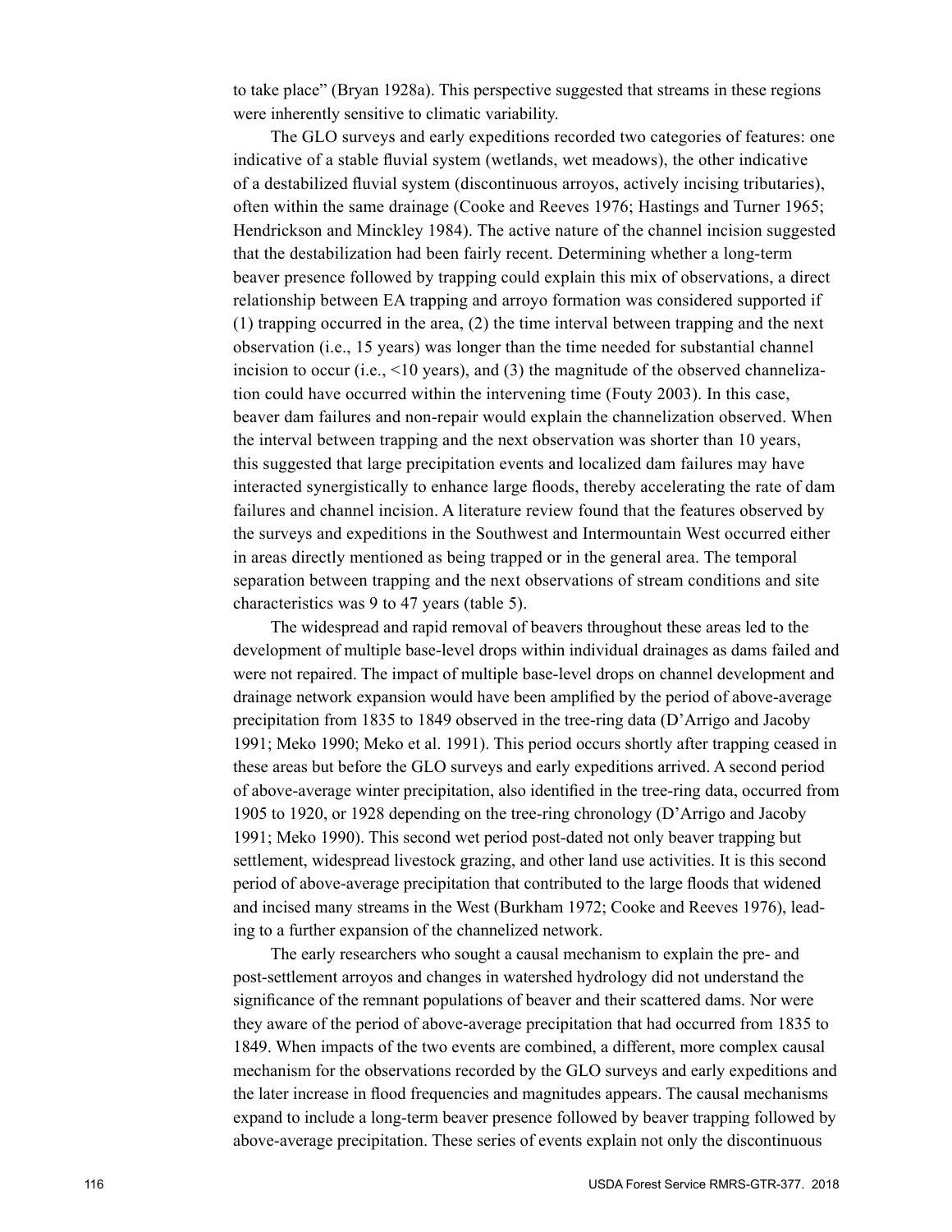to take place" (Bryan 1928a). This perspective suggested that streams in these regions were inherently sensitive to climatic variability.

The GLO surveys and early expeditions recorded two categories of features: one indicative of a stable fluvial system (wetlands, wet meadows), the other indicative of a destabilized fluvial system (discontinuous arroyos, actively incising tributaries), often within the same drainage (Cooke and Reeves 1976; Hastings and Turner 1965; Hendrickson and Minckley 1984). The active nature of the channel incision suggested that the destabilization had been fairly recent. Determining whether a long-term beaver presence followed by trapping could explain this mix of observations, a direct relationship between EA trapping and arroyo formation was considered supported if (1) trapping occurred in the area, (2) the time interval between trapping and the next observation (i.e., 15 years) was longer than the time needed for substantial channel incision to occur (i.e., <10 years), and (3) the magnitude of the observed channelization could have occurred within the intervening time (Fouty 2003). In this case, beaver dam failures and non-repair would explain the channelization observed. When the interval between trapping and the next observation was shorter than 10 years, this suggested that large precipitation events and localized dam failures may have interacted synergistically to enhance large floods, thereby accelerating the rate of dam failures and channel incision. A literature review found that the features observed by the surveys and expeditions in the Southwest and Intermountain West occurred either in areas directly mentioned as being trapped or in the general area. The temporal separation between trapping and the next observations of stream conditions and site characteristics was 9 to 47 years (table 5).

The widespread and rapid removal of beavers throughout these areas led to the development of multiple base-level drops within individual drainages as dams failed and were not repaired. The impact of multiple base-level drops on channel development and drainage network expansion would have been amplified by the period of above-average precipitation from 1835 to 1849 observed in the tree-ring data (D'Arrigo and Jacoby 1991; Meko 1990; Meko et al. 1991). This period occurs shortly after trapping ceased in these areas but before the GLO surveys and early expeditions arrived. A second period of above-average winter precipitation, also identified in the tree-ring data, occurred from 1905 to 1920, or 1928 depending on the tree-ring chronology (D'Arrigo and Jacoby 1991; Meko 1990). This second wet period post-dated not only beaver trapping but settlement, widespread livestock grazing, and other land use activities. It is this second period of above-average precipitation that contributed to the large floods that widened and incised many streams in the West (Burkham 1972; Cooke and Reeves 1976), leading to a further expansion of the channelized network.

The early researchers who sought a causal mechanism to explain the pre- and post-settlement arroyos and changes in watershed hydrology did not understand the significance of the remnant populations of beaver and their scattered dams. Nor were they aware of the period of above-average precipitation that had occurred from 1835 to 1849. When impacts of the two events are combined, a different, more complex causal mechanism for the observations recorded by the GLO surveys and early expeditions and the later increase in flood frequencies and magnitudes appears. The causal mechanisms expand to include a long-term beaver presence followed by beaver trapping followed by above-average precipitation. These series of events explain not only the discontinuous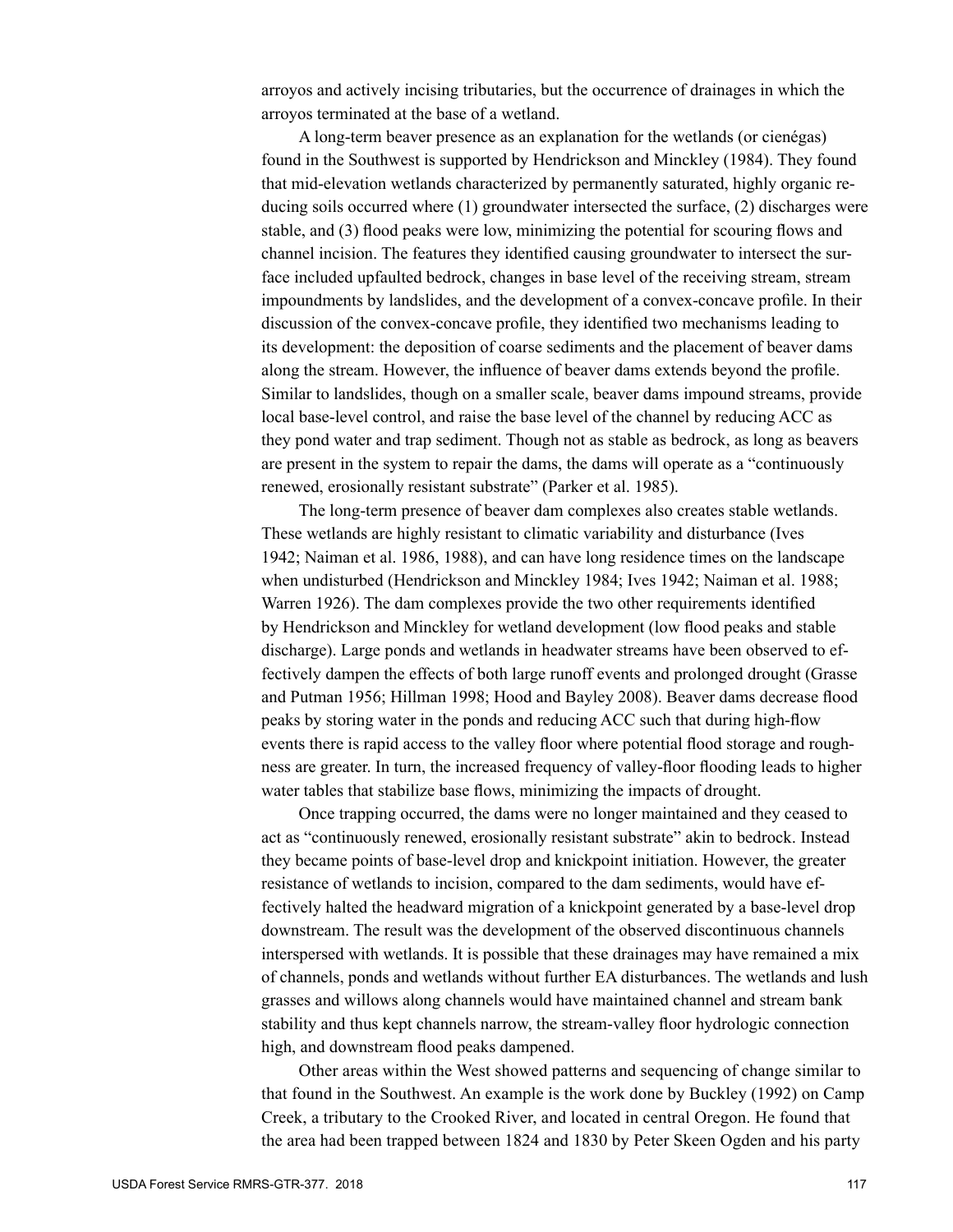arroyos and actively incising tributaries, but the occurrence of drainages in which the arroyos terminated at the base of a wetland.

A long-term beaver presence as an explanation for the wetlands (or ciénégas) found in the Southwest is supported by Hendrickson and Minckley (1984). They found that mid-elevation wetlands characterized by permanently saturated, highly organic reducing soils occurred where (1) groundwater intersected the surface, (2) discharges were stable, and (3) flood peaks were low, minimizing the potential for scouring flows and channel incision. The features they identified causing groundwater to intersect the surface included upfaulted bedrock, changes in base level of the receiving stream, stream impoundments by landslides, and the development of a convex-concave profile. In their discussion of the convex-concave profile, they identified two mechanisms leading to its development: the deposition of coarse sediments and the placement of beaver dams along the stream. However, the influence of beaver dams extends beyond the profile. Similar to landslides, though on a smaller scale, beaver dams impound streams, provide local base-level control, and raise the base level of the channel by reducing ACC as they pond water and trap sediment. Though not as stable as bedrock, as long as beavers are present in the system to repair the dams, the dams will operate as a "continuously renewed, erosionally resistant substrate" (Parker et al. 1985).

The long-term presence of beaver dam complexes also creates stable wetlands. These wetlands are highly resistant to climatic variability and disturbance (Ives 1942; Naiman et al. 1986, 1988), and can have long residence times on the landscape when undisturbed (Hendrickson and Minckley 1984; Ives 1942; Naiman et al. 1988; Warren 1926). The dam complexes provide the two other requirements identified by Hendrickson and Minckley for wetland development (low flood peaks and stable discharge). Large ponds and wetlands in headwater streams have been observed to effectively dampen the effects of both large runoff events and prolonged drought (Grasse and Putman 1956; Hillman 1998; Hood and Bayley 2008). Beaver dams decrease flood peaks by storing water in the ponds and reducing ACC such that during high-flow events there is rapid access to the valley floor where potential flood storage and roughness are greater. In turn, the increased frequency of valley-floor flooding leads to higher water tables that stabilize base flows, minimizing the impacts of drought.

Once trapping occurred, the dams were no longer maintained and they ceased to act as "continuously renewed, erosionally resistant substrate" akin to bedrock. Instead they became points of base-level drop and knickpoint initiation. However, the greater resistance of wetlands to incision, compared to the dam sediments, would have effectively halted the headward migration of a knickpoint generated by a base-level drop downstream. The result was the development of the observed discontinuous channels interspersed with wetlands. It is possible that these drainages may have remained a mix of channels, ponds and wetlands without further EA disturbances. The wetlands and lush grasses and willows along channels would have maintained channel and stream bank stability and thus kept channels narrow, the stream-valley floor hydrologic connection high, and downstream flood peaks dampened.

Other areas within the West showed patterns and sequencing of change similar to that found in the Southwest. An example is the work done by Buckley (1992) on Camp Creek, a tributary to the Crooked River, and located in central Oregon. He found that the area had been trapped between 1824 and 1830 by Peter Skeen Ogden and his party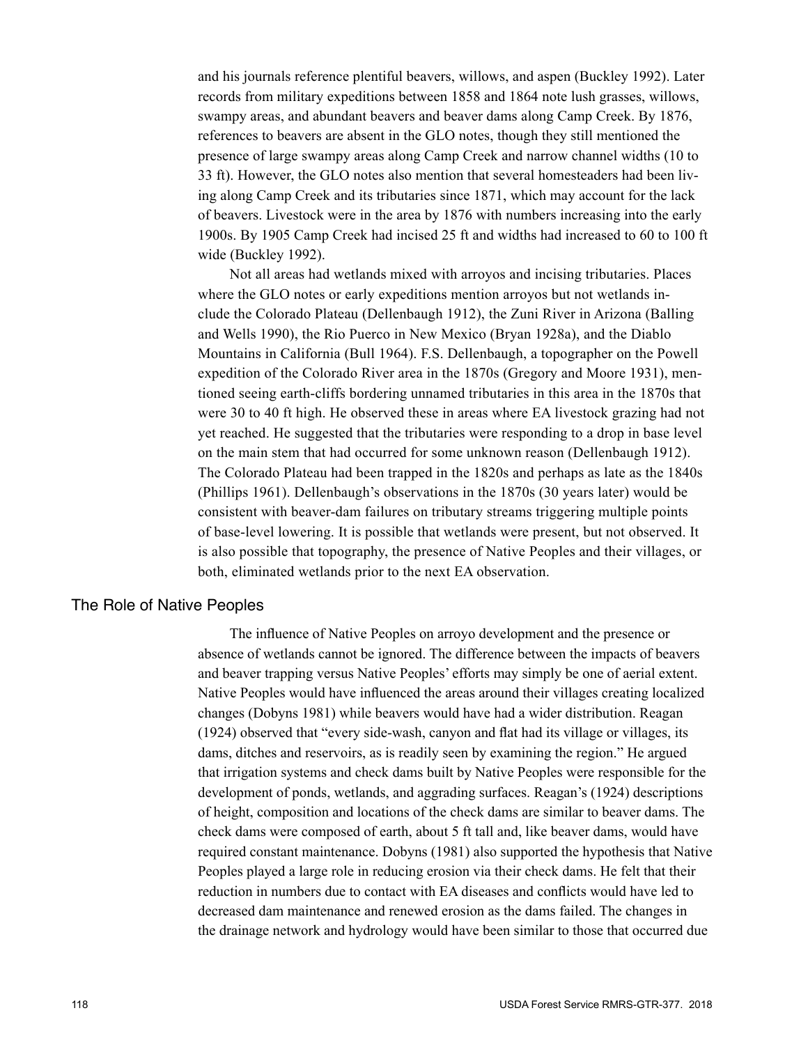and his journals reference plentiful beavers, willows, and aspen (Buckley 1992). Later records from military expeditions between 1858 and 1864 note lush grasses, willows, swampy areas, and abundant beavers and beaver dams along Camp Creek. By 1876, references to beavers are absent in the GLO notes, though they still mentioned the presence of large swampy areas along Camp Creek and narrow channel widths (10 to 33 ft). However, the GLO notes also mention that several homesteaders had been living along Camp Creek and its tributaries since 1871, which may account for the lack of beavers. Livestock were in the area by 1876 with numbers increasing into the early 1900s. By 1905 Camp Creek had incised 25 ft and widths had increased to 60 to 100 ft wide (Buckley 1992).

Not all areas had wetlands mixed with arroyos and incising tributaries. Places where the GLO notes or early expeditions mention arroyos but not wetlands include the Colorado Plateau (Dellenbaugh 1912), the Zuni River in Arizona (Balling and Wells 1990), the Rio Puerco in New Mexico (Bryan 1928a), and the Diablo Mountains in California (Bull 1964). F.S. Dellenbaugh, a topographer on the Powell expedition of the Colorado River area in the 1870s (Gregory and Moore 1931), mentioned seeing earth-cliffs bordering unnamed tributaries in this area in the 1870s that were 30 to 40 ft high. He observed these in areas where EA livestock grazing had not yet reached. He suggested that the tributaries were responding to a drop in base level on the main stem that had occurred for some unknown reason (Dellenbaugh 1912). The Colorado Plateau had been trapped in the 1820s and perhaps as late as the 1840s (Phillips 1961). Dellenbaugh's observations in the 1870s (30 years later) would be consistent with beaver-dam failures on tributary streams triggering multiple points of base-level lowering. It is possible that wetlands were present, but not observed. It is also possible that topography, the presence of Native Peoples and their villages, or both, eliminated wetlands prior to the next EA observation.

## The Role of Native Peoples

The influence of Native Peoples on arroyo development and the presence or absence of wetlands cannot be ignored. The difference between the impacts of beavers and beaver trapping versus Native Peoples' efforts may simply be one of aerial extent. Native Peoples would have influenced the areas around their villages creating localized changes (Dobyns 1981) while beavers would have had a wider distribution. Reagan (1924) observed that "every side-wash, canyon and flat had its village or villages, its dams, ditches and reservoirs, as is readily seen by examining the region." He argued that irrigation systems and check dams built by Native Peoples were responsible for the development of ponds, wetlands, and aggrading surfaces. Reagan's (1924) descriptions of height, composition and locations of the check dams are similar to beaver dams. The check dams were composed of earth, about 5 ft tall and, like beaver dams, would have required constant maintenance. Dobyns (1981) also supported the hypothesis that Native Peoples played a large role in reducing erosion via their check dams. He felt that their reduction in numbers due to contact with EA diseases and conflicts would have led to decreased dam maintenance and renewed erosion as the dams failed. The changes in the drainage network and hydrology would have been similar to those that occurred due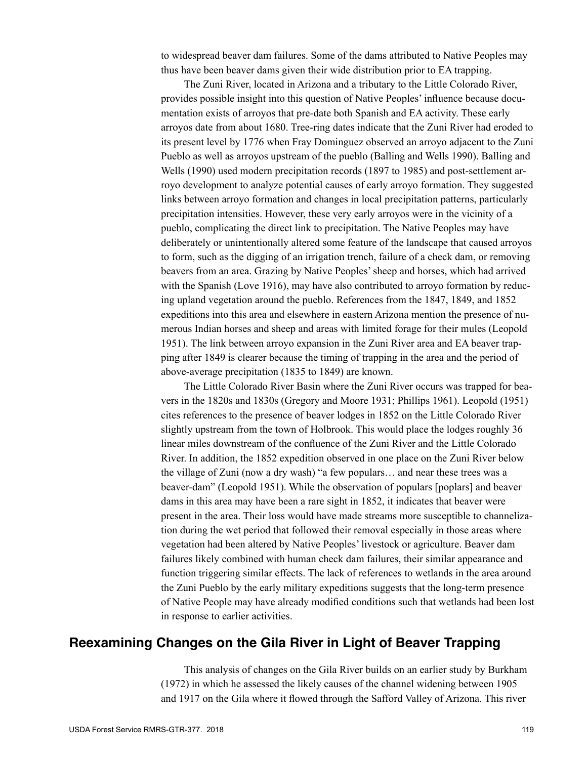to widespread beaver dam failures. Some of the dams attributed to Native Peoples may thus have been beaver dams given their wide distribution prior to EA trapping.

The Zuni River, located in Arizona and a tributary to the Little Colorado River, provides possible insight into this question of Native Peoples' influence because documentation exists of arroyos that pre-date both Spanish and EA activity. These early arroyos date from about 1680. Tree-ring dates indicate that the Zuni River had eroded to its present level by 1776 when Fray Dominguez observed an arroyo adjacent to the Zuni Pueblo as well as arroyos upstream of the pueblo (Balling and Wells 1990). Balling and Wells (1990) used modern precipitation records (1897 to 1985) and post-settlement arroyo development to analyze potential causes of early arroyo formation. They suggested links between arroyo formation and changes in local precipitation patterns, particularly precipitation intensities. However, these very early arroyos were in the vicinity of a pueblo, complicating the direct link to precipitation. The Native Peoples may have deliberately or unintentionally altered some feature of the landscape that caused arroyos to form, such as the digging of an irrigation trench, failure of a check dam, or removing beavers from an area. Grazing by Native Peoples' sheep and horses, which had arrived with the Spanish (Love 1916), may have also contributed to arroyo formation by reducing upland vegetation around the pueblo. References from the 1847, 1849, and 1852 expeditions into this area and elsewhere in eastern Arizona mention the presence of numerous Indian horses and sheep and areas with limited forage for their mules (Leopold 1951). The link between arroyo expansion in the Zuni River area and EA beaver trapping after 1849 is clearer because the timing of trapping in the area and the period of above-average precipitation (1835 to 1849) are known.

The Little Colorado River Basin where the Zuni River occurs was trapped for beavers in the 1820s and 1830s (Gregory and Moore 1931; Phillips 1961). Leopold (1951) cites references to the presence of beaver lodges in 1852 on the Little Colorado River slightly upstream from the town of Holbrook. This would place the lodges roughly 36 linear miles downstream of the confluence of the Zuni River and the Little Colorado River. In addition, the 1852 expedition observed in one place on the Zuni River below the village of Zuni (now a dry wash) "a few populars… and near these trees was a beaver-dam" (Leopold 1951). While the observation of populars [poplars] and beaver dams in this area may have been a rare sight in 1852, it indicates that beaver were present in the area. Their loss would have made streams more susceptible to channelization during the wet period that followed their removal especially in those areas where vegetation had been altered by Native Peoples' livestock or agriculture. Beaver dam failures likely combined with human check dam failures, their similar appearance and function triggering similar effects. The lack of references to wetlands in the area around the Zuni Pueblo by the early military expeditions suggests that the long-term presence of Native People may have already modified conditions such that wetlands had been lost in response to earlier activities.

## Reexamining Changes on the Gila River in Light of Beaver Trapping

This analysis of changes on the Gila River builds on an earlier study by Burkham (1972) in which he assessed the likely causes of the channel widening between 1905 and 1917 on the Gila where it flowed through the Safford Valley of Arizona. This river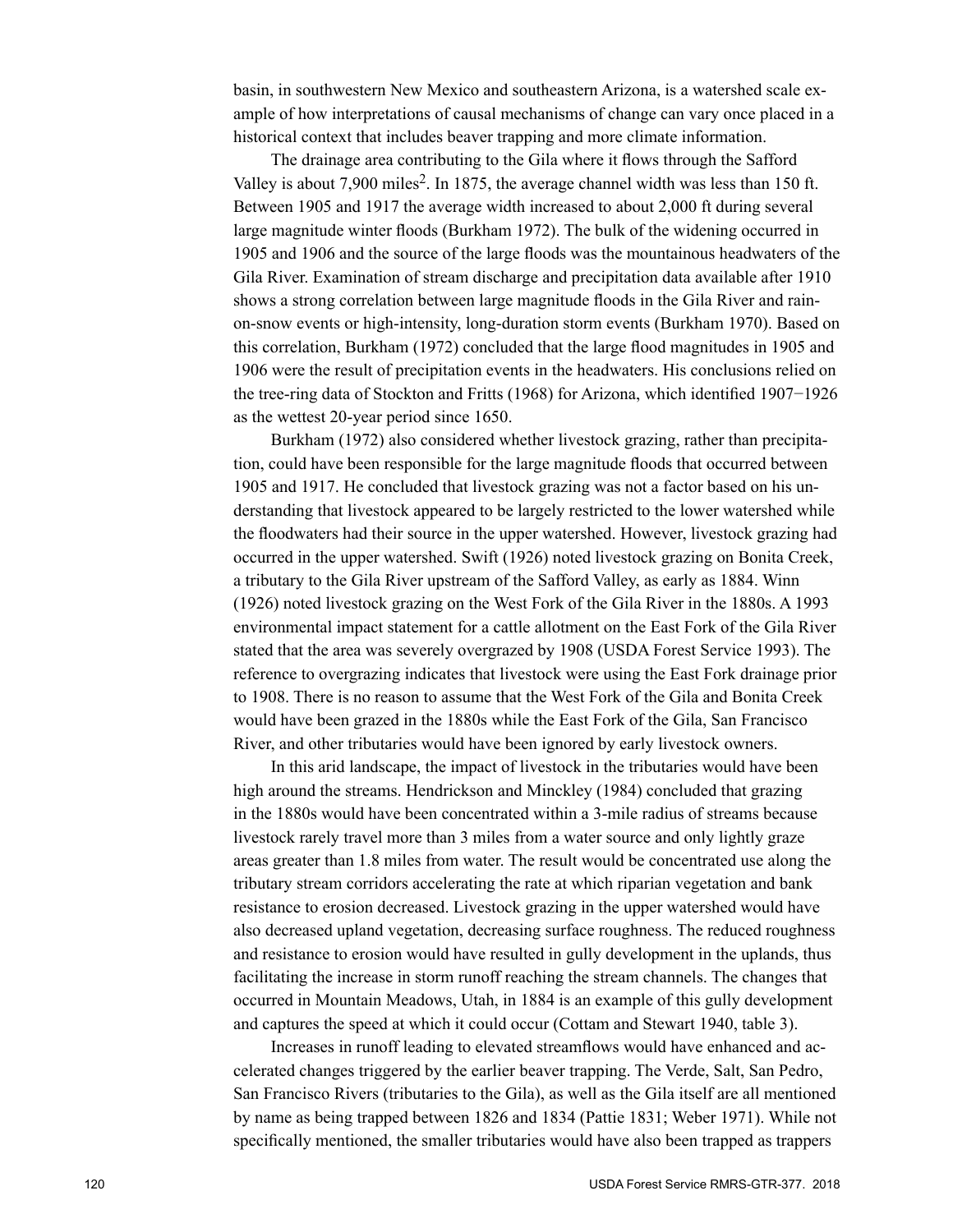basin, in southwestern New Mexico and southeastern Arizona, is a watershed scale example of how interpretations of causal mechanisms of change can vary once placed in a historical context that includes beaver trapping and more climate information.

The drainage area contributing to the Gila where it flows through the Safford Valley is about 7,900 miles$^2$. In 1875, the average channel width was less than 150 ft. Between 1905 and 1917 the average width increased to about 2,000 ft during several large magnitude winter floods (Burkham 1972). The bulk of the widening occurred in 1905 and 1906 and the source of the large floods was the mountainous headwaters of the Gila River. Examination of stream discharge and precipitation data available after 1910 shows a strong correlation between large magnitude floods in the Gila River and rain-on-snow events or high-intensity, long-duration storm events (Burkham 1970). Based on this correlation, Burkham (1972) concluded that the large flood magnitudes in 1905 and 1906 were the result of precipitation events in the headwaters. His conclusions relied on the tree-ring data of Stockton and Fritts (1968) for Arizona, which identified 1907−1926 as the wettest 20-year period since 1650.

Burkham (1972) also considered whether livestock grazing, rather than precipitation, could have been responsible for the large magnitude floods that occurred between 1905 and 1917. He concluded that livestock grazing was not a factor based on his understanding that livestock appeared to be largely restricted to the lower watershed while the floodwaters had their source in the upper watershed. However, livestock grazing had occurred in the upper watershed. Swift (1926) noted livestock grazing on Bonita Creek, a tributary to the Gila River upstream of the Safford Valley, as early as 1884. Winn (1926) noted livestock grazing on the West Fork of the Gila River in the 1880s. A 1993 environmental impact statement for a cattle allotment on the East Fork of the Gila River stated that the area was severely overgrazed by 1908 (USDA Forest Service 1993). The reference to overgrazing indicates that livestock were using the East Fork drainage prior to 1908. There is no reason to assume that the West Fork of the Gila and Bonita Creek would have been grazed in the 1880s while the East Fork of the Gila, San Francisco River, and other tributaries would have been ignored by early livestock owners.

In this arid landscape, the impact of livestock in the tributaries would have been high around the streams. Hendrickson and Minckley (1984) concluded that grazing in the 1880s would have been concentrated within a 3-mile radius of streams because livestock rarely travel more than 3 miles from a water source and only lightly graze areas greater than 1.8 miles from water. The result would be concentrated use along the tributary stream corridors accelerating the rate at which riparian vegetation and bank resistance to erosion decreased. Livestock grazing in the upper watershed would have also decreased upland vegetation, decreasing surface roughness. The reduced roughness and resistance to erosion would have resulted in gully development in the uplands, thus facilitating the increase in storm runoff reaching the stream channels. The changes that occurred in Mountain Meadows, Utah, in 1884 is an example of this gully development and captures the speed at which it could occur (Cottam and Stewart 1940, table 3).

Increases in runoff leading to elevated streamflows would have enhanced and accelerated changes triggered by the earlier beaver trapping. The Verde, Salt, San Pedro, San Francisco Rivers (tributaries to the Gila), as well as the Gila itself are all mentioned by name as being trapped between 1826 and 1834 (Pattie 1831; Weber 1971). While not specifically mentioned, the smaller tributaries would have also been trapped as trappers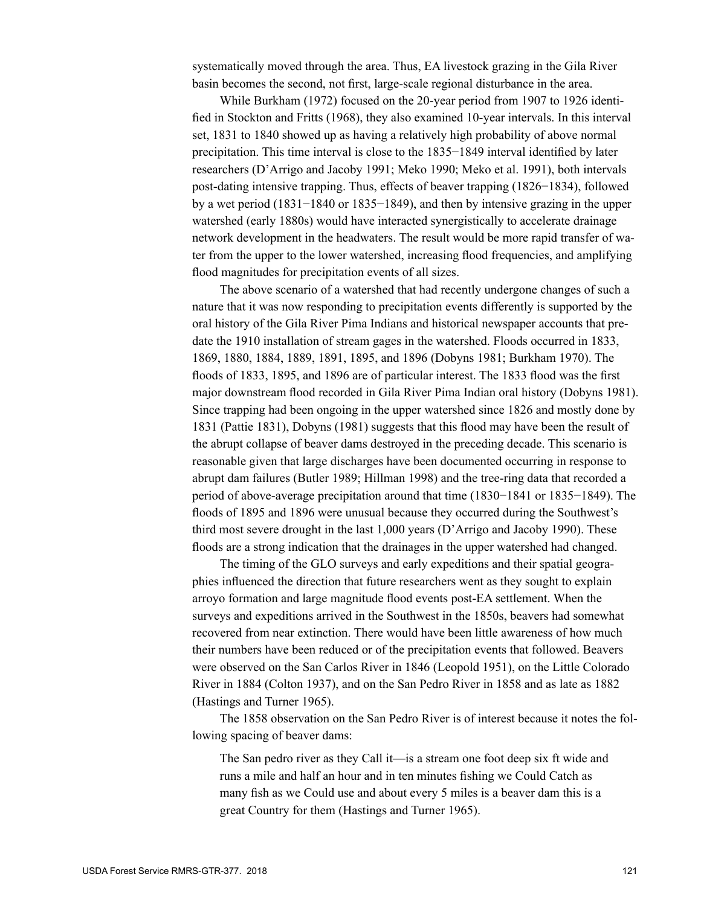systematically moved through the area. Thus, EA livestock grazing in the Gila River basin becomes the second, not first, large-scale regional disturbance in the area.

While Burkham (1972) focused on the 20-year period from 1907 to 1926 identified in Stockton and Fritts (1968), they also examined 10-year intervals. In this interval set, 1831 to 1840 showed up as having a relatively high probability of above normal precipitation. This time interval is close to the 1835−1849 interval identified by later researchers (D'Arrigo and Jacoby 1991; Meko 1990; Meko et al. 1991), both intervals post-dating intensive trapping. Thus, effects of beaver trapping (1826−1834), followed by a wet period (1831−1840 or 1835−1849), and then by intensive grazing in the upper watershed (early 1880s) would have interacted synergistically to accelerate drainage network development in the headwaters. The result would be more rapid transfer of water from the upper to the lower watershed, increasing flood frequencies, and amplifying flood magnitudes for precipitation events of all sizes.

The above scenario of a watershed that had recently undergone changes of such a nature that it was now responding to precipitation events differently is supported by the oral history of the Gila River Pima Indians and historical newspaper accounts that predate the 1910 installation of stream gages in the watershed. Floods occurred in 1833, 1869, 1880, 1884, 1889, 1891, 1895, and 1896 (Dobyns 1981; Burkham 1970). The floods of 1833, 1895, and 1896 are of particular interest. The 1833 flood was the first major downstream flood recorded in Gila River Pima Indian oral history (Dobyns 1981). Since trapping had been ongoing in the upper watershed since 1826 and mostly done by 1831 (Pattie 1831), Dobyns (1981) suggests that this flood may have been the result of the abrupt collapse of beaver dams destroyed in the preceding decade. This scenario is reasonable given that large discharges have been documented occurring in response to abrupt dam failures (Butler 1989; Hillman 1998) and the tree-ring data that recorded a period of above-average precipitation around that time (1830−1841 or 1835−1849). The floods of 1895 and 1896 were unusual because they occurred during the Southwest's third most severe drought in the last 1,000 years (D'Arrigo and Jacoby 1990). These floods are a strong indication that the drainages in the upper watershed had changed.

The timing of the GLO surveys and early expeditions and their spatial geographies influenced the direction that future researchers went as they sought to explain arroyo formation and large magnitude flood events post-EA settlement. When the surveys and expeditions arrived in the Southwest in the 1850s, beavers had somewhat recovered from near extinction. There would have been little awareness of how much their numbers have been reduced or of the precipitation events that followed. Beavers were observed on the San Carlos River in 1846 (Leopold 1951), on the Little Colorado River in 1884 (Colton 1937), and on the San Pedro River in 1858 and as late as 1882 (Hastings and Turner 1965).

The 1858 observation on the San Pedro River is of interest because it notes the following spacing of beaver dams:

> The San pedro river as they Call it—is a stream one foot deep six ft wide and runs a mile and half an hour and in ten minutes fishing we Could Catch as many fish as we Could use and about every 5 miles is a beaver dam this is a great Country for them (Hastings and Turner 1965).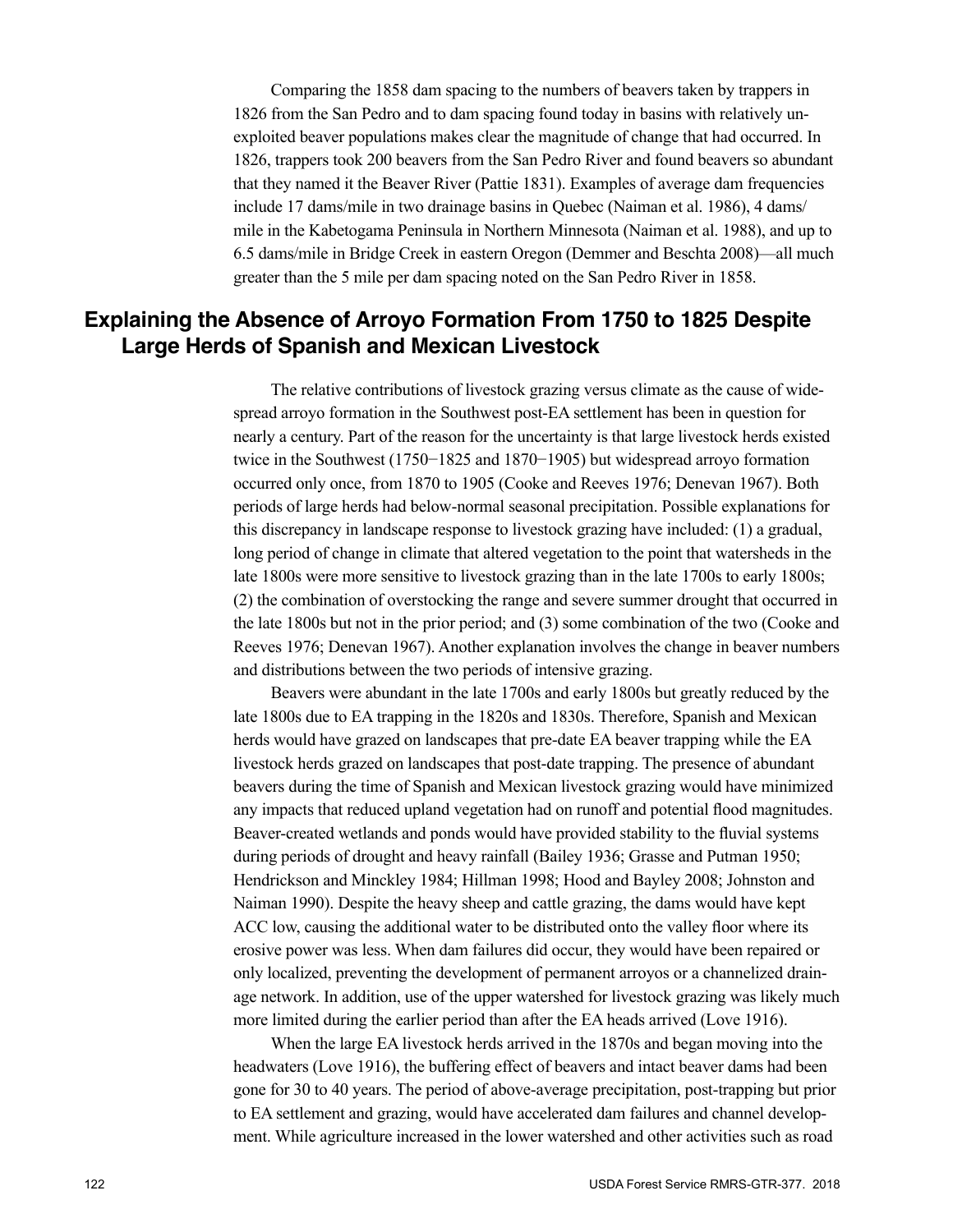Comparing the 1858 dam spacing to the numbers of beavers taken by trappers in 1826 from the San Pedro and to dam spacing found today in basins with relatively unexploited beaver populations makes clear the magnitude of change that had occurred. In 1826, trappers took 200 beavers from the San Pedro River and found beavers so abundant that they named it the Beaver River (Pattie 1831). Examples of average dam frequencies include 17 dams/mile in two drainage basins in Quebec (Naiman et al. 1986), 4 dams/mile in the Kabetogama Peninsula in Northern Minnesota (Naiman et al. 1988), and up to 6.5 dams/mile in Bridge Creek in eastern Oregon (Demmer and Beschta 2008)—all much greater than the 5 mile per dam spacing noted on the San Pedro River in 1858.

## Explaining the Absence of Arroyo Formation From 1750 to 1825 Despite Large Herds of Spanish and Mexican Livestock

The relative contributions of livestock grazing versus climate as the cause of widespread arroyo formation in the Southwest post-EA settlement has been in question for nearly a century. Part of the reason for the uncertainty is that large livestock herds existed twice in the Southwest (1750−1825 and 1870−1905) but widespread arroyo formation occurred only once, from 1870 to 1905 (Cooke and Reeves 1976; Denevan 1967). Both periods of large herds had below-normal seasonal precipitation. Possible explanations for this discrepancy in landscape response to livestock grazing have included: (1) a gradual, long period of change in climate that altered vegetation to the point that watersheds in the late 1800s were more sensitive to livestock grazing than in the late 1700s to early 1800s; (2) the combination of overstocking the range and severe summer drought that occurred in the late 1800s but not in the prior period; and (3) some combination of the two (Cooke and Reeves 1976; Denevan 1967). Another explanation involves the change in beaver numbers and distributions between the two periods of intensive grazing.

Beavers were abundant in the late 1700s and early 1800s but greatly reduced by the late 1800s due to EA trapping in the 1820s and 1830s. Therefore, Spanish and Mexican herds would have grazed on landscapes that pre-date EA beaver trapping while the EA livestock herds grazed on landscapes that post-date trapping. The presence of abundant beavers during the time of Spanish and Mexican livestock grazing would have minimized any impacts that reduced upland vegetation had on runoff and potential flood magnitudes. Beaver-created wetlands and ponds would have provided stability to the fluvial systems during periods of drought and heavy rainfall (Bailey 1936; Grasse and Putman 1950; Hendrickson and Minckley 1984; Hillman 1998; Hood and Bayley 2008; Johnston and Naiman 1990). Despite the heavy sheep and cattle grazing, the dams would have kept ACC low, causing the additional water to be distributed onto the valley floor where its erosive power was less. When dam failures did occur, they would have been repaired or only localized, preventing the development of permanent arroyos or a channelized drainage network. In addition, use of the upper watershed for livestock grazing was likely much more limited during the earlier period than after the EA heads arrived (Love 1916).

When the large EA livestock herds arrived in the 1870s and began moving into the headwaters (Love 1916), the buffering effect of beavers and intact beaver dams had been gone for 30 to 40 years. The period of above-average precipitation, post-trapping but prior to EA settlement and grazing, would have accelerated dam failures and channel development. While agriculture increased in the lower watershed and other activities such as road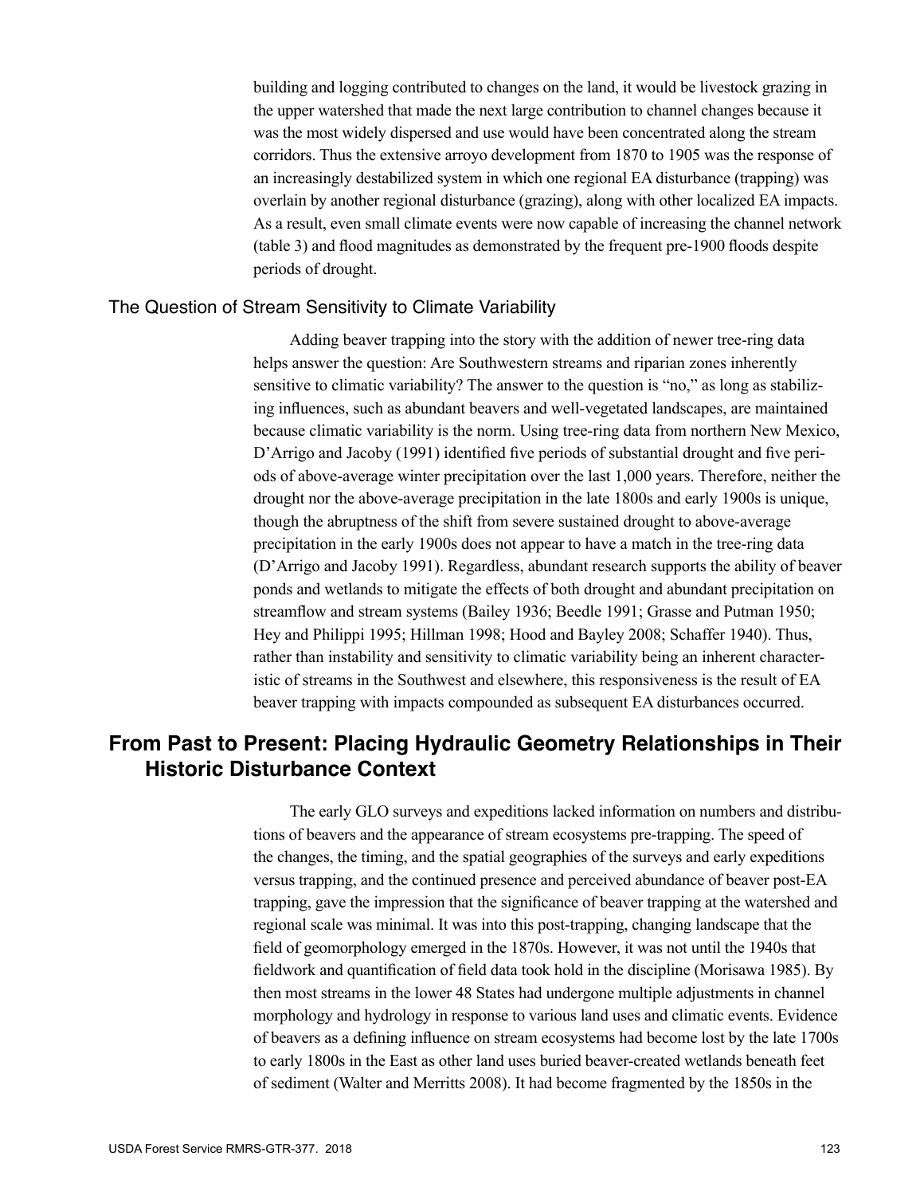building and logging contributed to changes on the land, it would be livestock grazing in the upper watershed that made the next large contribution to channel changes because it was the most widely dispersed and use would have been concentrated along the stream corridors. Thus the extensive arroyo development from 1870 to 1905 was the response of an increasingly destabilized system in which one regional EA disturbance (trapping) was overlain by another regional disturbance (grazing), along with other localized EA impacts. As a result, even small climate events were now capable of increasing the channel network (table 3) and flood magnitudes as demonstrated by the frequent pre-1900 floods despite periods of drought.

### The Question of Stream Sensitivity to Climate Variability

Adding beaver trapping into the story with the addition of newer tree-ring data helps answer the question: Are Southwestern streams and riparian zones inherently sensitive to climatic variability? The answer to the question is "no," as long as stabilizing influences, such as abundant beavers and well-vegetated landscapes, are maintained because climatic variability is the norm. Using tree-ring data from northern New Mexico, D'Arrigo and Jacoby (1991) identified five periods of substantial drought and five periods of above-average winter precipitation over the last 1,000 years. Therefore, neither the drought nor the above-average precipitation in the late 1800s and early 1900s is unique, though the abruptness of the shift from severe sustained drought to above-average precipitation in the early 1900s does not appear to have a match in the tree-ring data (D'Arrigo and Jacoby 1991). Regardless, abundant research supports the ability of beaver ponds and wetlands to mitigate the effects of both drought and abundant precipitation on streamflow and stream systems (Bailey 1936; Beedle 1991; Grasse and Putman 1950; Hey and Philippi 1995; Hillman 1998; Hood and Bayley 2008; Schaffer 1940). Thus, rather than instability and sensitivity to climatic variability being an inherent characteristic of streams in the Southwest and elsewhere, this responsiveness is the result of EA beaver trapping with impacts compounded as subsequent EA disturbances occurred.

## From Past to Present: Placing Hydraulic Geometry Relationships in Their Historic Disturbance Context

The early GLO surveys and expeditions lacked information on numbers and distributions of beavers and the appearance of stream ecosystems pre-trapping. The speed of the changes, the timing, and the spatial geographies of the surveys and early expeditions versus trapping, and the continued presence and perceived abundance of beaver post-EA trapping, gave the impression that the significance of beaver trapping at the watershed and regional scale was minimal. It was into this post-trapping, changing landscape that the field of geomorphology emerged in the 1870s. However, it was not until the 1940s that fieldwork and quantification of field data took hold in the discipline (Morisawa 1985). By then most streams in the lower 48 States had undergone multiple adjustments in channel morphology and hydrology in response to various land uses and climatic events. Evidence of beavers as a defining influence on stream ecosystems had become lost by the late 1700s to early 1800s in the East as other land uses buried beaver-created wetlands beneath feet of sediment (Walter and Merritts 2008). It had become fragmented by the 1850s in the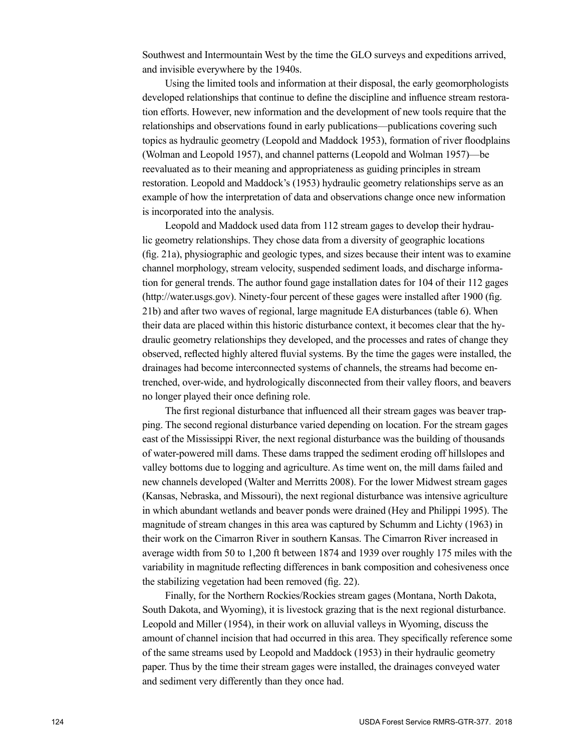Southwest and Intermountain West by the time the GLO surveys and expeditions arrived, and invisible everywhere by the 1940s.

Using the limited tools and information at their disposal, the early geomorphologists developed relationships that continue to define the discipline and influence stream restoration efforts. However, new information and the development of new tools require that the relationships and observations found in early publications—publications covering such topics as hydraulic geometry (Leopold and Maddock 1953), formation of river floodplains (Wolman and Leopold 1957), and channel patterns (Leopold and Wolman 1957)—be reevaluated as to their meaning and appropriateness as guiding principles in stream restoration. Leopold and Maddock's (1953) hydraulic geometry relationships serve as an example of how the interpretation of data and observations change once new information is incorporated into the analysis.

Leopold and Maddock used data from 112 stream gages to develop their hydraulic geometry relationships. They chose data from a diversity of geographic locations (fig. 21a), physiographic and geologic types, and sizes because their intent was to examine channel morphology, stream velocity, suspended sediment loads, and discharge information for general trends. The author found gage installation dates for 104 of their 112 gages (http://water.usgs.gov). Ninety-four percent of these gages were installed after 1900 (fig. 21b) and after two waves of regional, large magnitude EA disturbances (table 6). When their data are placed within this historic disturbance context, it becomes clear that the hydraulic geometry relationships they developed, and the processes and rates of change they observed, reflected highly altered fluvial systems. By the time the gages were installed, the drainages had become interconnected systems of channels, the streams had become entrenched, over-wide, and hydrologically disconnected from their valley floors, and beavers no longer played their once defining role.

The first regional disturbance that influenced all their stream gages was beaver trapping. The second regional disturbance varied depending on location. For the stream gages east of the Mississippi River, the next regional disturbance was the building of thousands of water-powered mill dams. These dams trapped the sediment eroding off hillslopes and valley bottoms due to logging and agriculture. As time went on, the mill dams failed and new channels developed (Walter and Merritts 2008). For the lower Midwest stream gages (Kansas, Nebraska, and Missouri), the next regional disturbance was intensive agriculture in which abundant wetlands and beaver ponds were drained (Hey and Philippi 1995). The magnitude of stream changes in this area was captured by Schumm and Lichty (1963) in their work on the Cimarron River in southern Kansas. The Cimarron River increased in average width from 50 to 1,200 ft between 1874 and 1939 over roughly 175 miles with the variability in magnitude reflecting differences in bank composition and cohesiveness once the stabilizing vegetation had been removed (fig. 22).

Finally, for the Northern Rockies/Rockies stream gages (Montana, North Dakota, South Dakota, and Wyoming), it is livestock grazing that is the next regional disturbance. Leopold and Miller (1954), in their work on alluvial valleys in Wyoming, discuss the amount of channel incision that had occurred in this area. They specifically reference some of the same streams used by Leopold and Maddock (1953) in their hydraulic geometry paper. Thus by the time their stream gages were installed, the drainages conveyed water and sediment very differently than they once had.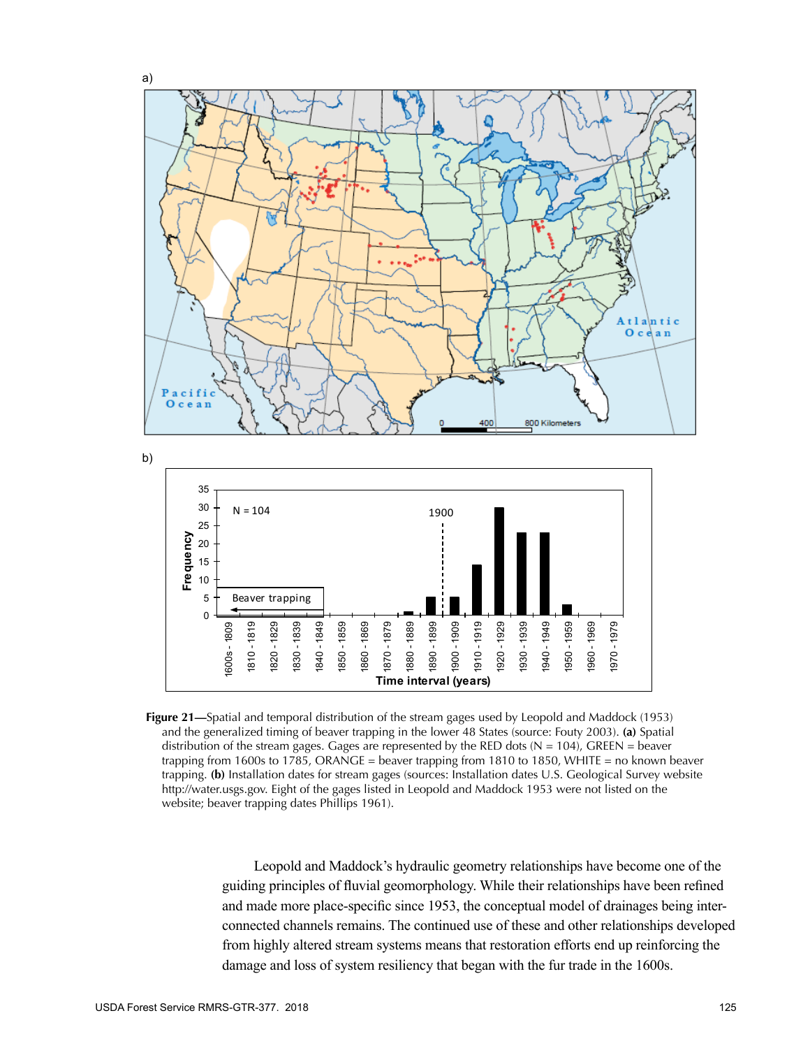**Figure 21**—Spatial and temporal distribution of the stream gages used by Leopold and Maddock (1953) and the generalized timing of beaver trapping in the lower 48 States (source: Fouty 2003). **(a)** Spatial distribution of the stream gages. Gages are represented by the RED dots (N = 104), GREEN = beaver trapping from 1600s to 1785, ORANGE = beaver trapping from 1810 to 1850, WHITE = no known beaver trapping. **(b)** Installation dates for stream gages (sources: Installation dates U.S. Geological Survey website http://water.usgs.gov. Eight of the gages listed in Leopold and Maddock 1953 were not listed on the website; beaver trapping dates Phillips 1961).

Leopold and Maddock's hydraulic geometry relationships have become one of the guiding principles of fluvial geomorphology. While their relationships have been refined and made more place-specific since 1953, the conceptual model of drainages being interconnected channels remains. The continued use of these and other relationships developed from highly altered stream systems means that restoration efforts end up reinforcing the damage and loss of system resiliency that began with the fur trade in the 1600s.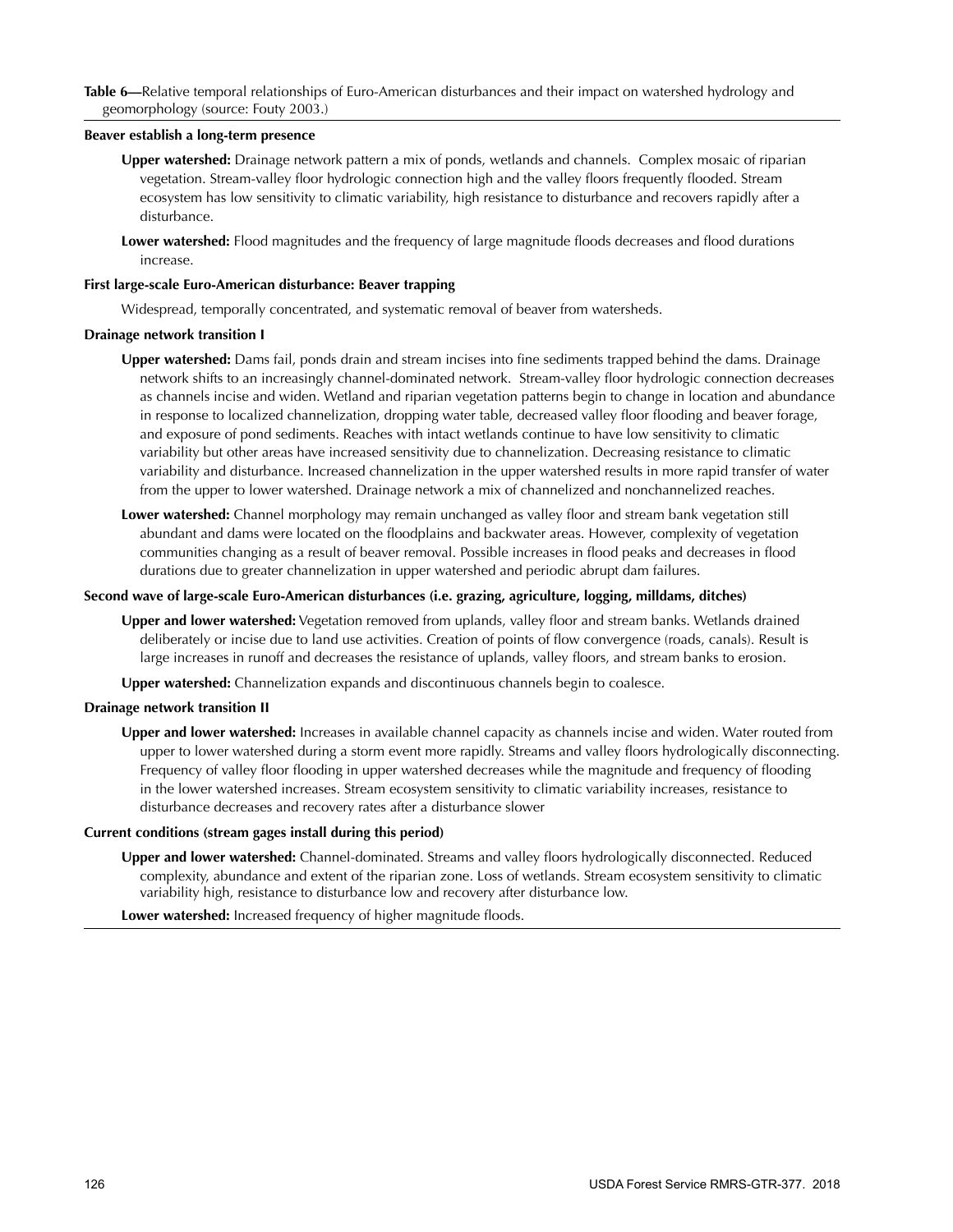**Table 6—**Relative temporal relationships of Euro-American disturbances and their impact on watershed hydrology and geomorphology (source: Fouty 2003.)

**Beaver establish a long-term presence**

**Upper watershed:** Drainage network pattern a mix of ponds, wetlands and channels. Complex mosaic of riparian vegetation. Stream-valley floor hydrologic connection high and the valley floors frequently flooded. Stream ecosystem has low sensitivity to climatic variability, high resistance to disturbance and recovers rapidly after a disturbance.

**Lower watershed:** Flood magnitudes and the frequency of large magnitude floods decreases and flood durations increase.

**First large-scale Euro-American disturbance: Beaver trapping**

Widespread, temporally concentrated, and systematic removal of beaver from watersheds.

**Drainage network transition I**

**Upper watershed:** Dams fail, ponds drain and stream incises into fine sediments trapped behind the dams. Drainage network shifts to an increasingly channel-dominated network. Stream-valley floor hydrologic connection decreases as channels incise and widen. Wetland and riparian vegetation patterns begin to change in location and abundance in response to localized channelization, dropping water table, decreased valley floor flooding and beaver forage, and exposure of pond sediments. Reaches with intact wetlands continue to have low sensitivity to climatic variability but other areas have increased sensitivity due to channelization. Decreasing resistance to climatic variability and disturbance. Increased channelization in the upper watershed results in more rapid transfer of water from the upper to lower watershed. Drainage network a mix of channelized and nonchannelized reaches.

**Lower watershed:** Channel morphology may remain unchanged as valley floor and stream bank vegetation still abundant and dams were located on the floodplains and backwater areas. However, complexity of vegetation communities changing as a result of beaver removal. Possible increases in flood peaks and decreases in flood durations due to greater channelization in upper watershed and periodic abrupt dam failures.

**Second wave of large-scale Euro-American disturbances (i.e. grazing, agriculture, logging, milldams, ditches)**

**Upper and lower watershed:** Vegetation removed from uplands, valley floor and stream banks. Wetlands drained deliberately or incise due to land use activities. Creation of points of flow convergence (roads, canals). Result is large increases in runoff and decreases the resistance of uplands, valley floors, and stream banks to erosion.

**Upper watershed:** Channelization expands and discontinuous channels begin to coalesce.

**Drainage network transition II**

**Upper and lower watershed:** Increases in available channel capacity as channels incise and widen. Water routed from upper to lower watershed during a storm event more rapidly. Streams and valley floors hydrologically disconnecting. Frequency of valley floor flooding in upper watershed decreases while the magnitude and frequency of flooding in the lower watershed increases. Stream ecosystem sensitivity to climatic variability increases, resistance to disturbance decreases and recovery rates after a disturbance slower

**Current conditions (stream gages install during this period)**

**Upper and lower watershed:** Channel-dominated. Streams and valley floors hydrologically disconnected. Reduced complexity, abundance and extent of the riparian zone. Loss of wetlands. Stream ecosystem sensitivity to climatic variability high, resistance to disturbance low and recovery after disturbance low.

**Lower watershed:** Increased frequency of higher magnitude floods.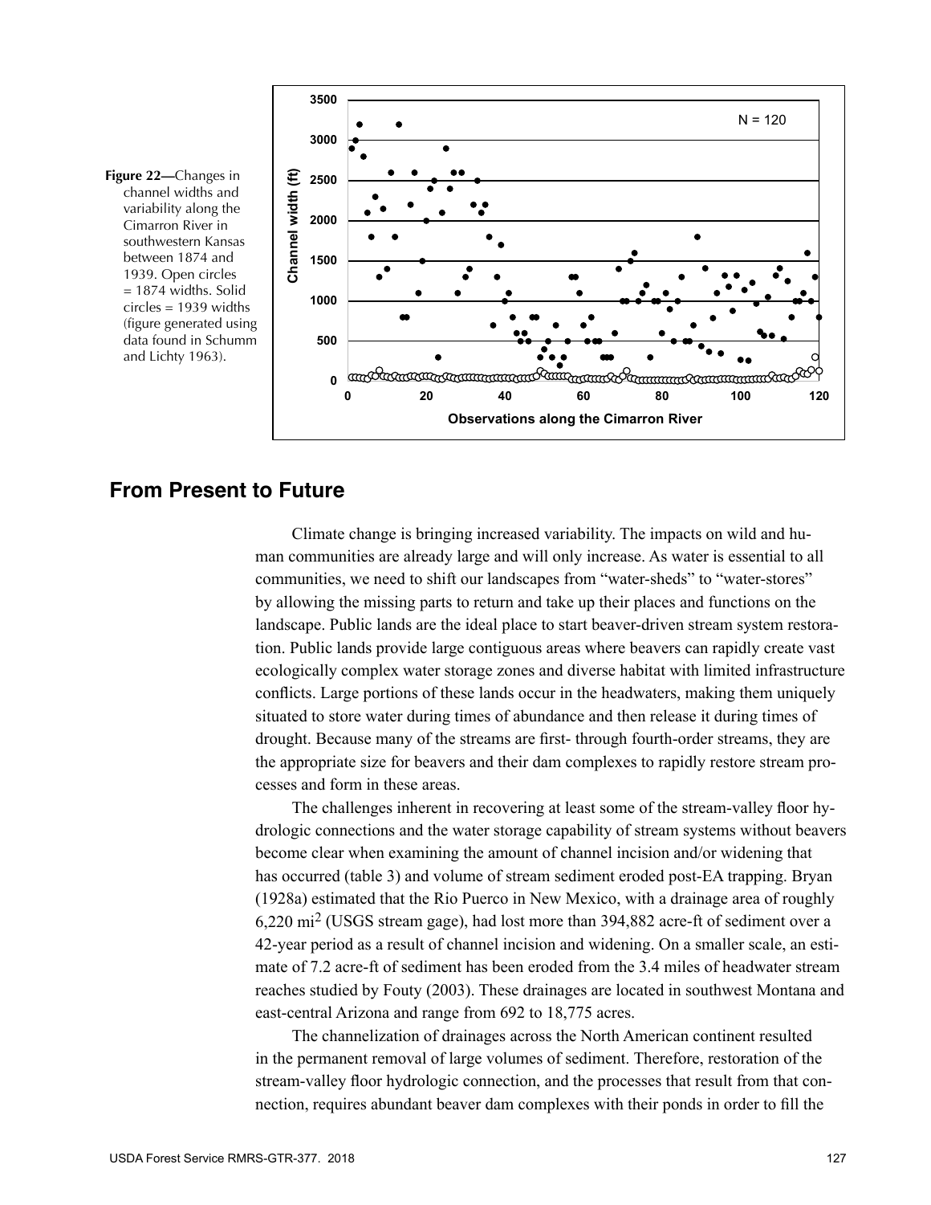**Figure 22—**Changes in channel widths and variability along the Cimarron River in southwestern Kansas between 1874 and 1939. Open circles = 1874 widths. Solid circles = 1939 widths (figure generated using data found in Schumm and Lichty 1963).

## From Present to Future

Climate change is bringing increased variability. The impacts on wild and human communities are already large and will only increase. As water is essential to all communities, we need to shift our landscapes from "water-sheds" to "water-stores" by allowing the missing parts to return and take up their places and functions on the landscape. Public lands are the ideal place to start beaver-driven stream system restoration. Public lands provide large contiguous areas where beavers can rapidly create vast ecologically complex water storage zones and diverse habitat with limited infrastructure conflicts. Large portions of these lands occur in the headwaters, making them uniquely situated to store water during times of abundance and then release it during times of drought. Because many of the streams are first- through fourth-order streams, they are the appropriate size for beavers and their dam complexes to rapidly restore stream processes and form in these areas.

The challenges inherent in recovering at least some of the stream-valley floor hydrologic connections and the water storage capability of stream systems without beavers become clear when examining the amount of channel incision and/or widening that has occurred (table 3) and volume of stream sediment eroded post-EA trapping. Bryan (1928a) estimated that the Rio Puerco in New Mexico, with a drainage area of roughly 6,220 mi$^2$ (USGS stream gage), had lost more than 394,882 acre-ft of sediment over a 42-year period as a result of channel incision and widening. On a smaller scale, an estimate of 7.2 acre-ft of sediment has been eroded from the 3.4 miles of headwater stream reaches studied by Fouty (2003). These drainages are located in southwest Montana and east-central Arizona and range from 692 to 18,775 acres.

The channelization of drainages across the North American continent resulted in the permanent removal of large volumes of sediment. Therefore, restoration of the stream-valley floor hydrologic connection, and the processes that result from that connection, requires abundant beaver dam complexes with their ponds in order to fill the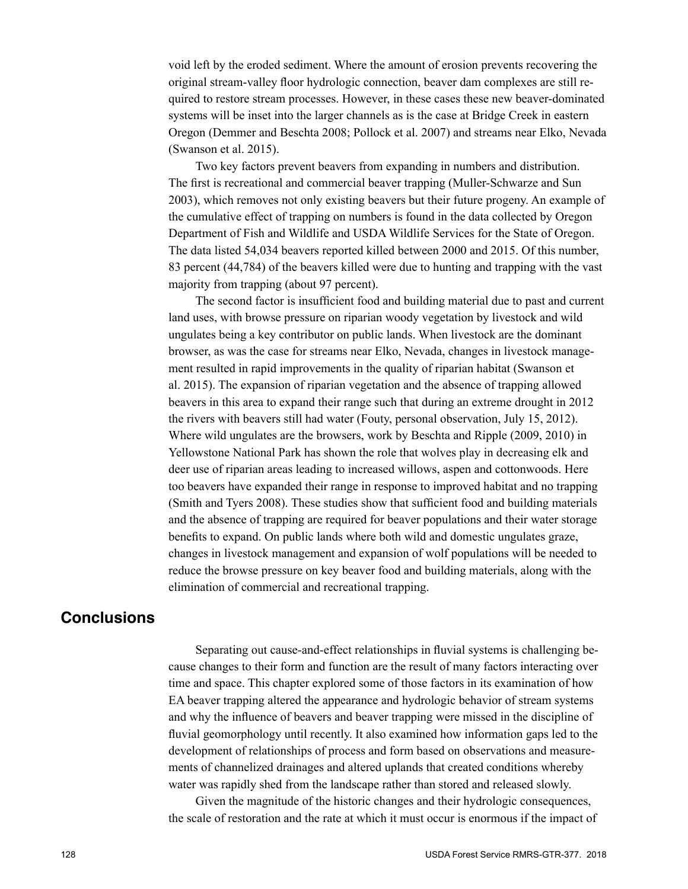void left by the eroded sediment. Where the amount of erosion prevents recovering the original stream-valley floor hydrologic connection, beaver dam complexes are still required to restore stream processes. However, in these cases these new beaver-dominated systems will be inset into the larger channels as is the case at Bridge Creek in eastern Oregon (Demmer and Beschta 2008; Pollock et al. 2007) and streams near Elko, Nevada (Swanson et al. 2015).

Two key factors prevent beavers from expanding in numbers and distribution. The first is recreational and commercial beaver trapping (Muller-Schwarze and Sun 2003), which removes not only existing beavers but their future progeny. An example of the cumulative effect of trapping on numbers is found in the data collected by Oregon Department of Fish and Wildlife and USDA Wildlife Services for the State of Oregon. The data listed 54,034 beavers reported killed between 2000 and 2015. Of this number, 83 percent (44,784) of the beavers killed were due to hunting and trapping with the vast majority from trapping (about 97 percent).

The second factor is insufficient food and building material due to past and current land uses, with browse pressure on riparian woody vegetation by livestock and wild ungulates being a key contributor on public lands. When livestock are the dominant browser, as was the case for streams near Elko, Nevada, changes in livestock management resulted in rapid improvements in the quality of riparian habitat (Swanson et al. 2015). The expansion of riparian vegetation and the absence of trapping allowed beavers in this area to expand their range such that during an extreme drought in 2012 the rivers with beavers still had water (Fouty, personal observation, July 15, 2012). Where wild ungulates are the browsers, work by Beschta and Ripple (2009, 2010) in Yellowstone National Park has shown the role that wolves play in decreasing elk and deer use of riparian areas leading to increased willows, aspen and cottonwoods. Here too beavers have expanded their range in response to improved habitat and no trapping (Smith and Tyers 2008). These studies show that sufficient food and building materials and the absence of trapping are required for beaver populations and their water storage benefits to expand. On public lands where both wild and domestic ungulates graze, changes in livestock management and expansion of wolf populations will be needed to reduce the browse pressure on key beaver food and building materials, along with the elimination of commercial and recreational trapping.

## Conclusions

Separating out cause-and-effect relationships in fluvial systems is challenging because changes to their form and function are the result of many factors interacting over time and space. This chapter explored some of those factors in its examination of how EA beaver trapping altered the appearance and hydrologic behavior of stream systems and why the influence of beavers and beaver trapping were missed in the discipline of fluvial geomorphology until recently. It also examined how information gaps led to the development of relationships of process and form based on observations and measurements of channelized drainages and altered uplands that created conditions whereby water was rapidly shed from the landscape rather than stored and released slowly.

Given the magnitude of the historic changes and their hydrologic consequences, the scale of restoration and the rate at which it must occur is enormous if the impact of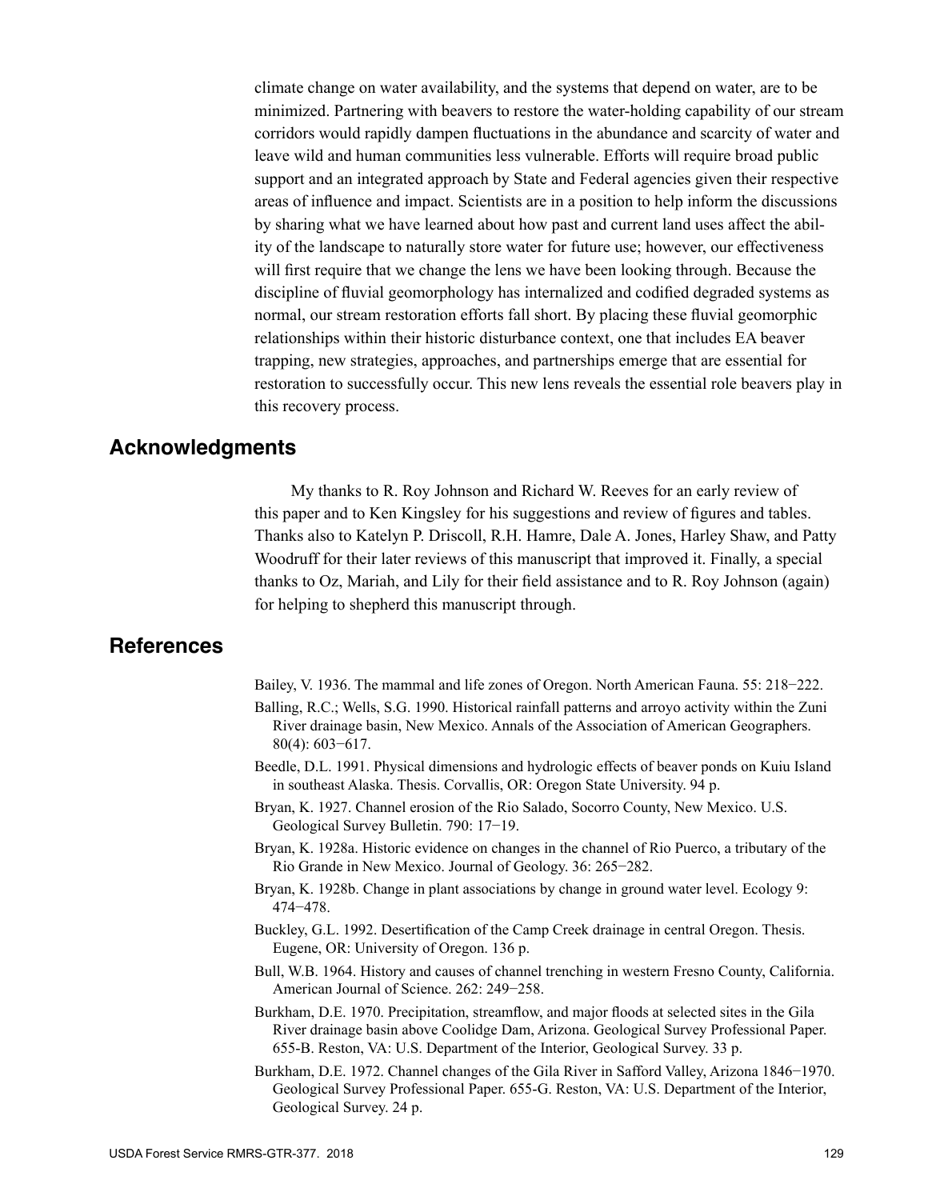climate change on water availability, and the systems that depend on water, are to be minimized. Partnering with beavers to restore the water-holding capability of our stream corridors would rapidly dampen fluctuations in the abundance and scarcity of water and leave wild and human communities less vulnerable. Efforts will require broad public support and an integrated approach by State and Federal agencies given their respective areas of influence and impact. Scientists are in a position to help inform the discussions by sharing what we have learned about how past and current land uses affect the ability of the landscape to naturally store water for future use; however, our effectiveness will first require that we change the lens we have been looking through. Because the discipline of fluvial geomorphology has internalized and codified degraded systems as normal, our stream restoration efforts fall short. By placing these fluvial geomorphic relationships within their historic disturbance context, one that includes EA beaver trapping, new strategies, approaches, and partnerships emerge that are essential for restoration to successfully occur. This new lens reveals the essential role beavers play in this recovery process.

## Acknowledgments

My thanks to R. Roy Johnson and Richard W. Reeves for an early review of this paper and to Ken Kingsley for his suggestions and review of figures and tables. Thanks also to Katelyn P. Driscoll, R.H. Hamre, Dale A. Jones, Harley Shaw, and Patty Woodruff for their later reviews of this manuscript that improved it. Finally, a special thanks to Oz, Mariah, and Lily for their field assistance and to R. Roy Johnson (again) for helping to shepherd this manuscript through.

## References

Bailey, V. 1936. The mammal and life zones of Oregon. North American Fauna. 55: 218−222.

Balling, R.C.; Wells, S.G. 1990. Historical rainfall patterns and arroyo activity within the Zuni River drainage basin, New Mexico. Annals of the Association of American Geographers. 80(4): 603−617.

Beedle, D.L. 1991. Physical dimensions and hydrologic effects of beaver ponds on Kuiu Island in southeast Alaska. Thesis. Corvallis, OR: Oregon State University. 94 p.

Bryan, K. 1927. Channel erosion of the Rio Salado, Socorro County, New Mexico. U.S. Geological Survey Bulletin. 790: 17−19.

Bryan, K. 1928a. Historic evidence on changes in the channel of Rio Puerco, a tributary of the Rio Grande in New Mexico. Journal of Geology. 36: 265−282.

Bryan, K. 1928b. Change in plant associations by change in ground water level. Ecology 9: 474−478.

Buckley, G.L. 1992. Desertification of the Camp Creek drainage in central Oregon. Thesis. Eugene, OR: University of Oregon. 136 p.

Bull, W.B. 1964. History and causes of channel trenching in western Fresno County, California. American Journal of Science. 262: 249−258.

Burkham, D.E. 1970. Precipitation, streamflow, and major floods at selected sites in the Gila River drainage basin above Coolidge Dam, Arizona. Geological Survey Professional Paper. 655-B. Reston, VA: U.S. Department of the Interior, Geological Survey. 33 p.

Burkham, D.E. 1972. Channel changes of the Gila River in Safford Valley, Arizona 1846−1970. Geological Survey Professional Paper. 655-G. Reston, VA: U.S. Department of the Interior, Geological Survey. 24 p.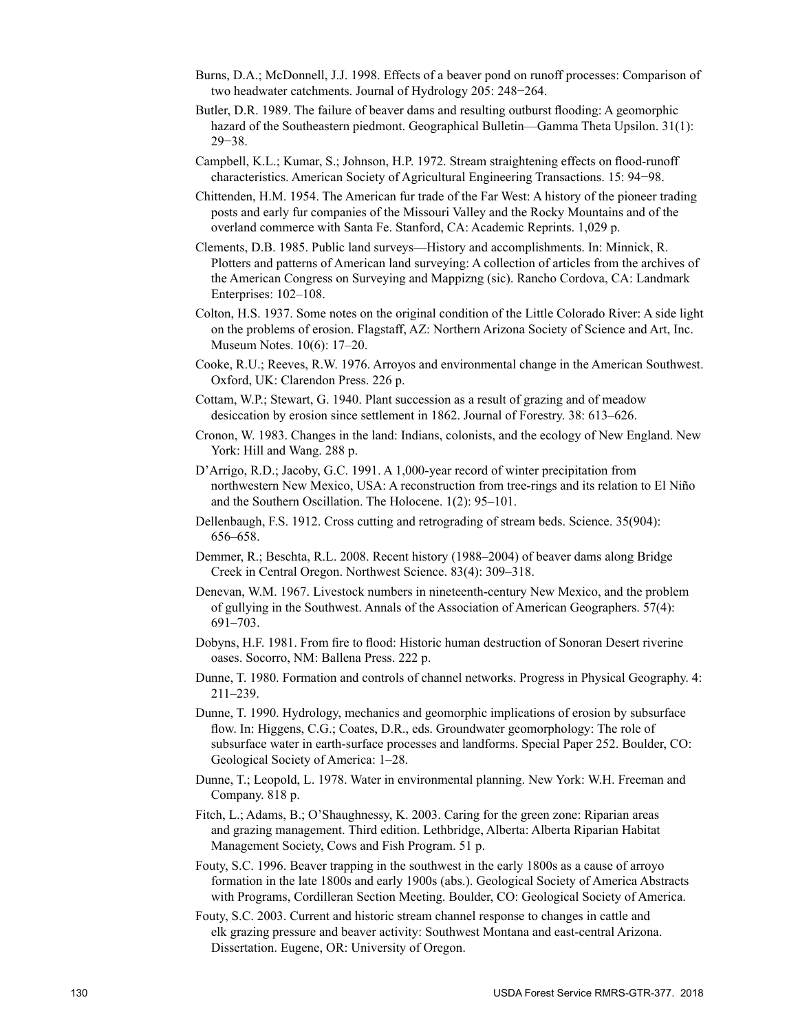Burns, D.A.; McDonnell, J.J. 1998. Effects of a beaver pond on runoff processes: Comparison of two headwater catchments. Journal of Hydrology 205: 248−264.

Butler, D.R. 1989. The failure of beaver dams and resulting outburst flooding: A geomorphic hazard of the Southeastern piedmont. Geographical Bulletin—Gamma Theta Upsilon. 31(1): 29−38.

Campbell, K.L.; Kumar, S.; Johnson, H.P. 1972. Stream straightening effects on flood-runoff characteristics. American Society of Agricultural Engineering Transactions. 15: 94−98.

Chittenden, H.M. 1954. The American fur trade of the Far West: A history of the pioneer trading posts and early fur companies of the Missouri Valley and the Rocky Mountains and of the overland commerce with Santa Fe. Stanford, CA: Academic Reprints. 1,029 p.

Clements, D.B. 1985. Public land surveys—History and accomplishments. In: Minnick, R. Plotters and patterns of American land surveying: A collection of articles from the archives of the American Congress on Surveying and Mappizng (sic). Rancho Cordova, CA: Landmark Enterprises: 102–108.

Colton, H.S. 1937. Some notes on the original condition of the Little Colorado River: A side light on the problems of erosion. Flagstaff, AZ: Northern Arizona Society of Science and Art, Inc. Museum Notes. 10(6): 17–20.

Cooke, R.U.; Reeves, R.W. 1976. Arroyos and environmental change in the American Southwest. Oxford, UK: Clarendon Press. 226 p.

Cottam, W.P.; Stewart, G. 1940. Plant succession as a result of grazing and of meadow desiccation by erosion since settlement in 1862. Journal of Forestry. 38: 613–626.

Cronon, W. 1983. Changes in the land: Indians, colonists, and the ecology of New England. New York: Hill and Wang. 288 p.

D'Arrigo, R.D.; Jacoby, G.C. 1991. A 1,000-year record of winter precipitation from northwestern New Mexico, USA: A reconstruction from tree-rings and its relation to El Niño and the Southern Oscillation. The Holocene. 1(2): 95–101.

Dellenbaugh, F.S. 1912. Cross cutting and retrograding of stream beds. Science. 35(904): 656–658.

Demmer, R.; Beschta, R.L. 2008. Recent history (1988–2004) of beaver dams along Bridge Creek in Central Oregon. Northwest Science. 83(4): 309–318.

Denevan, W.M. 1967. Livestock numbers in nineteenth-century New Mexico, and the problem of gullying in the Southwest. Annals of the Association of American Geographers. 57(4): 691–703.

Dobyns, H.F. 1981. From fire to flood: Historic human destruction of Sonoran Desert riverine oases. Socorro, NM: Ballena Press. 222 p.

Dunne, T. 1980. Formation and controls of channel networks. Progress in Physical Geography. 4: 211–239.

Dunne, T. 1990. Hydrology, mechanics and geomorphic implications of erosion by subsurface flow. In: Higgens, C.G.; Coates, D.R., eds. Groundwater geomorphology: The role of subsurface water in earth-surface processes and landforms. Special Paper 252. Boulder, CO: Geological Society of America: 1–28.

Dunne, T.; Leopold, L. 1978. Water in environmental planning. New York: W.H. Freeman and Company. 818 p.

Fitch, L.; Adams, B.; O'Shaughnessy, K. 2003. Caring for the green zone: Riparian areas and grazing management. Third edition. Lethbridge, Alberta: Alberta Riparian Habitat Management Society, Cows and Fish Program. 51 p.

Fouty, S.C. 1996. Beaver trapping in the southwest in the early 1800s as a cause of arroyo formation in the late 1800s and early 1900s (abs.). Geological Society of America Abstracts with Programs, Cordilleran Section Meeting. Boulder, CO: Geological Society of America.

Fouty, S.C. 2003. Current and historic stream channel response to changes in cattle and elk grazing pressure and beaver activity: Southwest Montana and east-central Arizona. Dissertation. Eugene, OR: University of Oregon.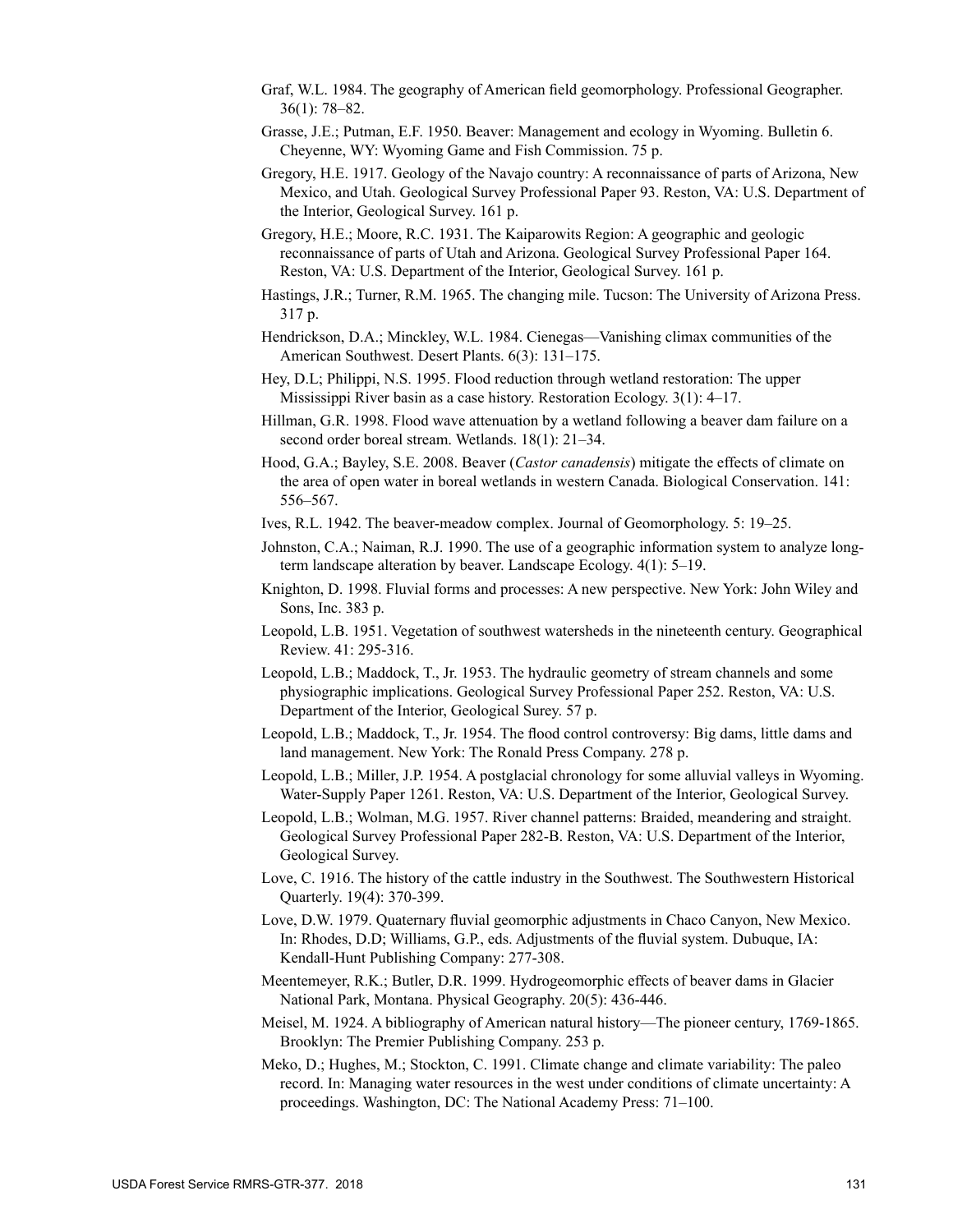Graf, W.L. 1984. The geography of American field geomorphology. Professional Geographer. 36(1): 78–82.

Grasse, J.E.; Putman, E.F. 1950. Beaver: Management and ecology in Wyoming. Bulletin 6. Cheyenne, WY: Wyoming Game and Fish Commission. 75 p.

Gregory, H.E. 1917. Geology of the Navajo country: A reconnaissance of parts of Arizona, New Mexico, and Utah. Geological Survey Professional Paper 93. Reston, VA: U.S. Department of the Interior, Geological Survey. 161 p.

Gregory, H.E.; Moore, R.C. 1931. The Kaiparowits Region: A geographic and geologic reconnaissance of parts of Utah and Arizona. Geological Survey Professional Paper 164. Reston, VA: U.S. Department of the Interior, Geological Survey. 161 p.

Hastings, J.R.; Turner, R.M. 1965. The changing mile. Tucson: The University of Arizona Press. 317 p.

Hendrickson, D.A.; Minckley, W.L. 1984. Cienegas—Vanishing climax communities of the American Southwest. Desert Plants. 6(3): 131–175.

Hey, D.L; Philippi, N.S. 1995. Flood reduction through wetland restoration: The upper Mississippi River basin as a case history. Restoration Ecology. 3(1): 4–17.

Hillman, G.R. 1998. Flood wave attenuation by a wetland following a beaver dam failure on a second order boreal stream. Wetlands. 18(1): 21–34.

Hood, G.A.; Bayley, S.E. 2008. Beaver (*Castor canadensis*) mitigate the effects of climate on the area of open water in boreal wetlands in western Canada. Biological Conservation. 141: 556–567.

Ives, R.L. 1942. The beaver-meadow complex. Journal of Geomorphology. 5: 19–25.

Johnston, C.A.; Naiman, R.J. 1990. The use of a geographic information system to analyze long-term landscape alteration by beaver. Landscape Ecology. 4(1): 5–19.

Knighton, D. 1998. Fluvial forms and processes: A new perspective. New York: John Wiley and Sons, Inc. 383 p.

Leopold, L.B. 1951. Vegetation of southwest watersheds in the nineteenth century. Geographical Review. 41: 295-316.

Leopold, L.B.; Maddock, T., Jr. 1953. The hydraulic geometry of stream channels and some physiographic implications. Geological Survey Professional Paper 252. Reston, VA: U.S. Department of the Interior, Geological Surey. 57 p.

Leopold, L.B.; Maddock, T., Jr. 1954. The flood control controversy: Big dams, little dams and land management. New York: The Ronald Press Company. 278 p.

Leopold, L.B.; Miller, J.P. 1954. A postglacial chronology for some alluvial valleys in Wyoming. Water-Supply Paper 1261. Reston, VA: U.S. Department of the Interior, Geological Survey.

Leopold, L.B.; Wolman, M.G. 1957. River channel patterns: Braided, meandering and straight. Geological Survey Professional Paper 282-B. Reston, VA: U.S. Department of the Interior, Geological Survey.

Love, C. 1916. The history of the cattle industry in the Southwest. The Southwestern Historical Quarterly. 19(4): 370-399.

Love, D.W. 1979. Quaternary fluvial geomorphic adjustments in Chaco Canyon, New Mexico. In: Rhodes, D.D; Williams, G.P., eds. Adjustments of the fluvial system. Dubuque, IA: Kendall-Hunt Publishing Company: 277-308.

Meentemeyer, R.K.; Butler, D.R. 1999. Hydrogeomorphic effects of beaver dams in Glacier National Park, Montana. Physical Geography. 20(5): 436-446.

Meisel, M. 1924. A bibliography of American natural history—The pioneer century, 1769-1865. Brooklyn: The Premier Publishing Company. 253 p.

Meko, D.; Hughes, M.; Stockton, C. 1991. Climate change and climate variability: The paleo record. In: Managing water resources in the west under conditions of climate uncertainty: A proceedings. Washington, DC: The National Academy Press: 71–100.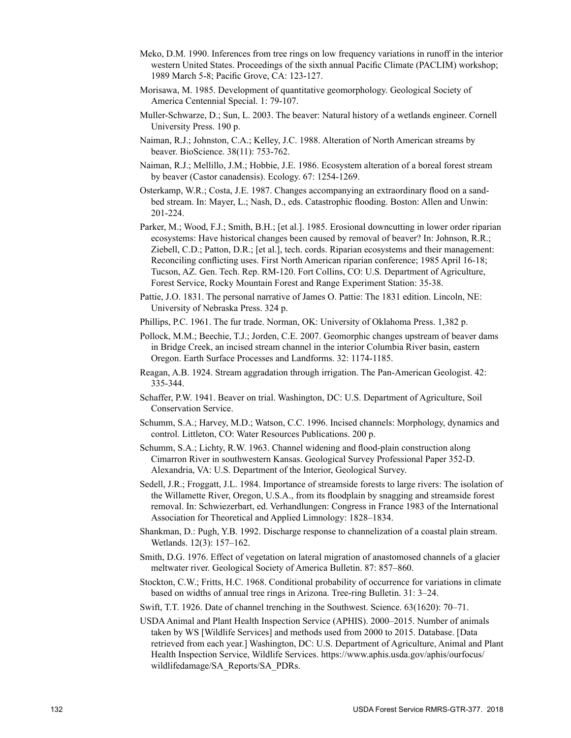Meko, D.M. 1990. Inferences from tree rings on low frequency variations in runoff in the interior western United States. Proceedings of the sixth annual Pacific Climate (PACLIM) workshop; 1989 March 5-8; Pacific Grove, CA: 123-127.

Morisawa, M. 1985. Development of quantitative geomorphology. Geological Society of America Centennial Special. 1: 79-107.

Muller-Schwarze, D.; Sun, L. 2003. The beaver: Natural history of a wetlands engineer. Cornell University Press. 190 p.

Naiman, R.J.; Johnston, C.A.; Kelley, J.C. 1988. Alteration of North American streams by beaver. BioScience. 38(11): 753-762.

Naiman, R.J.; Mellillo, J.M.; Hobbie, J.E. 1986. Ecosystem alteration of a boreal forest stream by beaver (Castor canadensis). Ecology. 67: 1254-1269.

Osterkamp, W.R.; Costa, J.E. 1987. Changes accompanying an extraordinary flood on a sand-bed stream. In: Mayer, L.; Nash, D., eds. Catastrophic flooding. Boston: Allen and Unwin: 201-224.

Parker, M.; Wood, F.J.; Smith, B.H.; [et al.]. 1985. Erosional downcutting in lower order riparian ecosystems: Have historical changes been caused by removal of beaver? In: Johnson, R.R.; Ziebell, C.D.; Patton, D.R.; [et al.], tech. cords. Riparian ecosystems and their management: Reconciling conflicting uses. First North American riparian conference; 1985 April 16-18; Tucson, AZ. Gen. Tech. Rep. RM-120. Fort Collins, CO: U.S. Department of Agriculture, Forest Service, Rocky Mountain Forest and Range Experiment Station: 35-38.

Pattie, J.O. 1831. The personal narrative of James O. Pattie: The 1831 edition. Lincoln, NE: University of Nebraska Press. 324 p.

Phillips, P.C. 1961. The fur trade. Norman, OK: University of Oklahoma Press. 1,382 p.

Pollock, M.M.; Beechie, T.J.; Jorden, C.E. 2007. Geomorphic changes upstream of beaver dams in Bridge Creek, an incised stream channel in the interior Columbia River basin, eastern Oregon. Earth Surface Processes and Landforms. 32: 1174-1185.

Reagan, A.B. 1924. Stream aggradation through irrigation. The Pan-American Geologist. 42: 335-344.

Schaffer, P.W. 1941. Beaver on trial. Washington, DC: U.S. Department of Agriculture, Soil Conservation Service.

Schumm, S.A.; Harvey, M.D.; Watson, C.C. 1996. Incised channels: Morphology, dynamics and control. Littleton, CO: Water Resources Publications. 200 p.

Schumm, S.A.; Lichty, R.W. 1963. Channel widening and flood-plain construction along Cimarron River in southwestern Kansas. Geological Survey Professional Paper 352-D. Alexandria, VA: U.S. Department of the Interior, Geological Survey.

Sedell, J.R.; Froggatt, J.L. 1984. Importance of streamside forests to large rivers: The isolation of the Willamette River, Oregon, U.S.A., from its floodplain by snagging and streamside forest removal. In: Schwiezerbart, ed. Verhandlungen: Congress in France 1983 of the International Association for Theoretical and Applied Limnology: 1828–1834.

Shankman, D.: Pugh, Y.B. 1992. Discharge response to channelization of a coastal plain stream. Wetlands. 12(3): 157–162.

Smith, D.G. 1976. Effect of vegetation on lateral migration of anastomosed channels of a glacier meltwater river. Geological Society of America Bulletin. 87: 857–860.

Stockton, C.W.; Fritts, H.C. 1968. Conditional probability of occurrence for variations in climate based on widths of annual tree rings in Arizona. Tree-ring Bulletin. 31: 3–24.

Swift, T.T. 1926. Date of channel trenching in the Southwest. Science. 63(1620): 70–71.

USDA Animal and Plant Health Inspection Service (APHIS). 2000–2015. Number of animals taken by WS [Wildlife Services] and methods used from 2000 to 2015. Database. [Data retrieved from each year.] Washington, DC: U.S. Department of Agriculture, Animal and Plant Health Inspection Service, Wildlife Services. https://www.aphis.usda.gov/aphis/ourfocus/wildlifedamage/SA_Reports/SA_PDRs.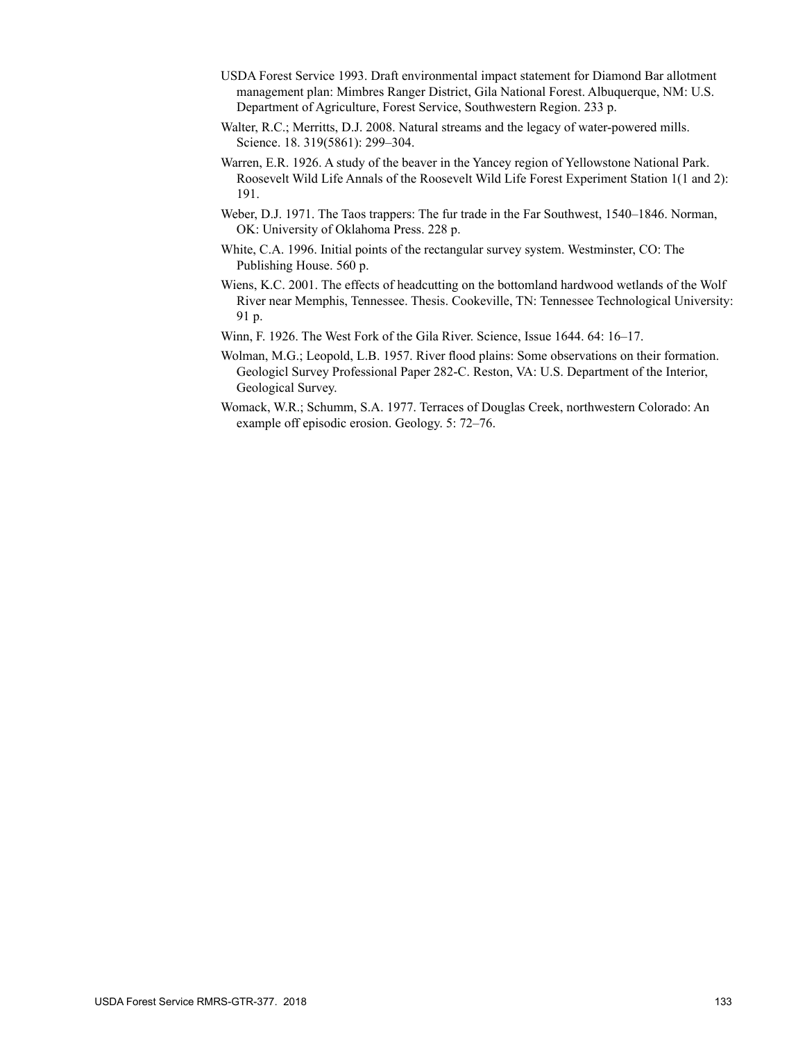USDA Forest Service 1993. Draft environmental impact statement for Diamond Bar allotment management plan: Mimbres Ranger District, Gila National Forest. Albuquerque, NM: U.S. Department of Agriculture, Forest Service, Southwestern Region. 233 p.

Walter, R.C.; Merritts, D.J. 2008. Natural streams and the legacy of water-powered mills. Science. 18. 319(5861): 299–304.

Warren, E.R. 1926. A study of the beaver in the Yancey region of Yellowstone National Park. Roosevelt Wild Life Annals of the Roosevelt Wild Life Forest Experiment Station 1(1 and 2): 191.

Weber, D.J. 1971. The Taos trappers: The fur trade in the Far Southwest, 1540–1846. Norman, OK: University of Oklahoma Press. 228 p.

White, C.A. 1996. Initial points of the rectangular survey system. Westminster, CO: The Publishing House. 560 p.

Wiens, K.C. 2001. The effects of headcutting on the bottomland hardwood wetlands of the Wolf River near Memphis, Tennessee. Thesis. Cookeville, TN: Tennessee Technological University: 91 p.

Winn, F. 1926. The West Fork of the Gila River. Science, Issue 1644. 64: 16–17.

Wolman, M.G.; Leopold, L.B. 1957. River flood plains: Some observations on their formation. Geologicl Survey Professional Paper 282-C. Reston, VA: U.S. Department of the Interior, Geological Survey.

Womack, W.R.; Schumm, S.A. 1977. Terraces of Douglas Creek, northwestern Colorado: An example off episodic erosion. Geology. 5: 72–76.